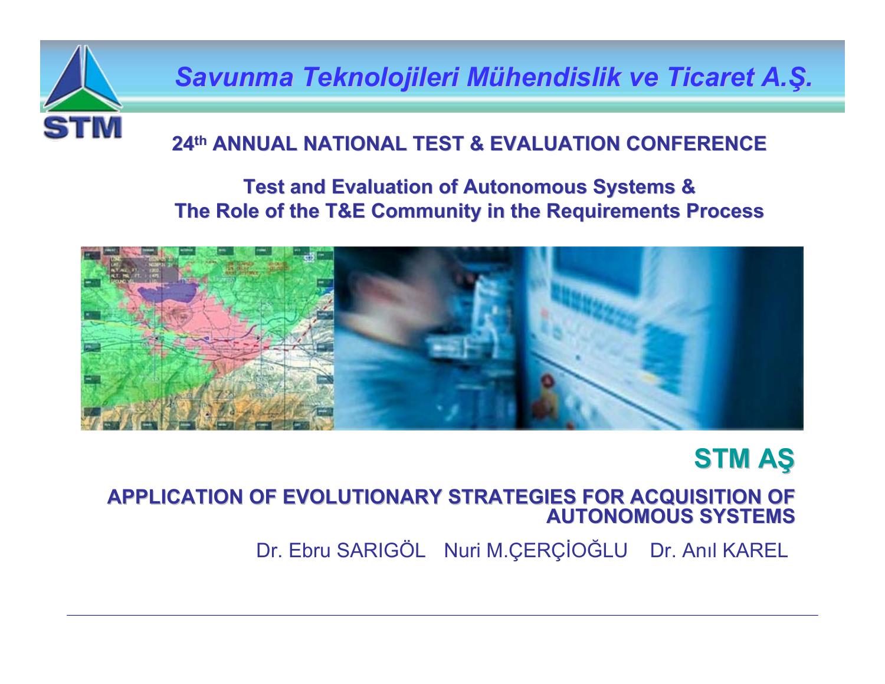# *Savunma Teknolojileri Mühendislik ve Ticaret A.Ş.*

STM

## 24th ANNUAL NATIONAL TEST & EVALUATION CONFERENCE

### Test and Evaluation of Autonomous Systems & The Role of the T&E Community in the Requirements Process

**STM AŞ**

## APPLICATION OF EVOLUTIONARY STRATEGIES FOR ACQUISITION OF AUTONOMOUS SYSTEMS

Dr. Ebru SARIGÖL   Nuri M.ÇERÇİOĞLU   Dr. Anıl KAREL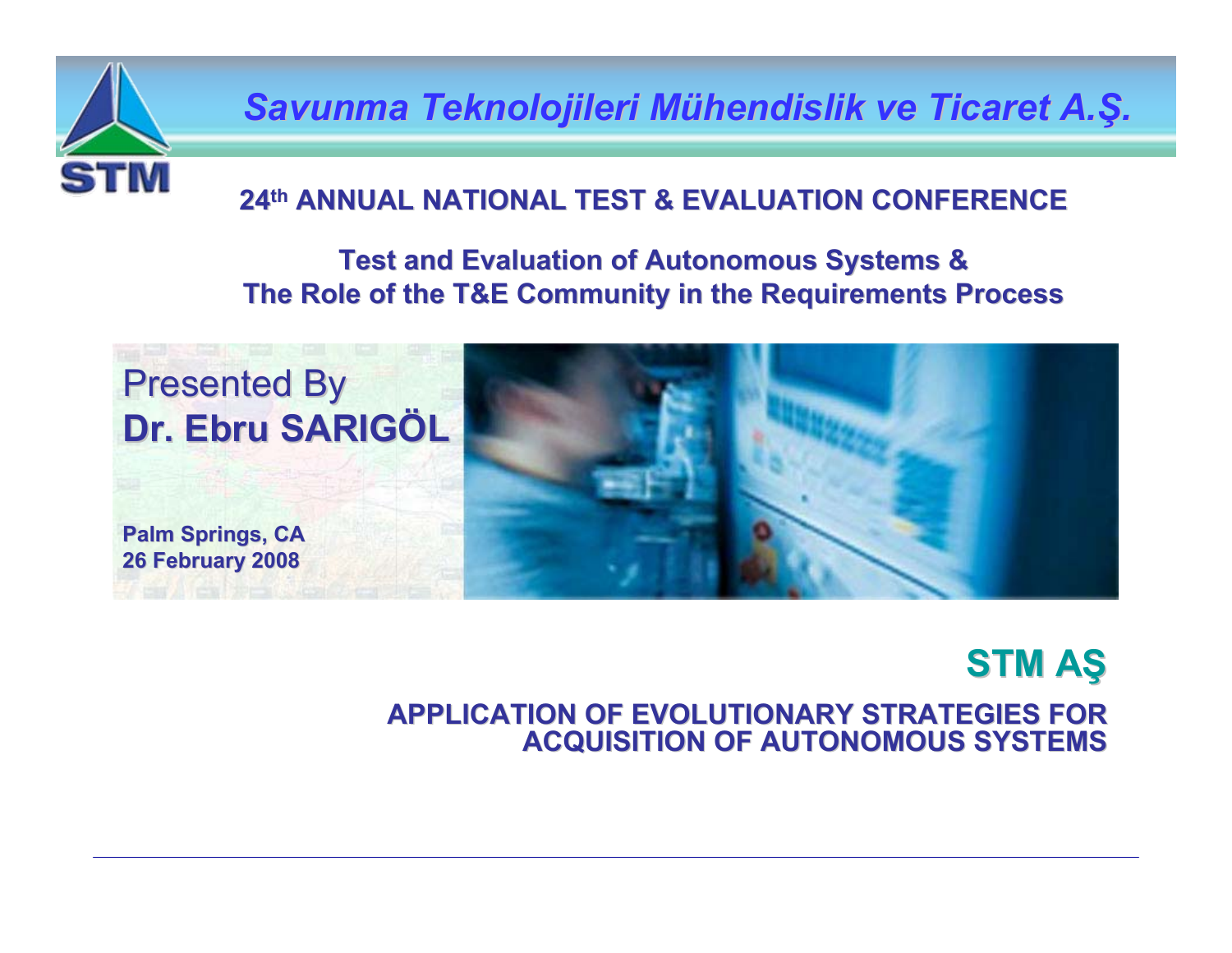# Savunma Teknolojileri Mühendislik ve Ticaret A.Ş.

STM

## 24th ANNUAL NATIONAL TEST & EVALUATION CONFERENCE

### Test and Evaluation of Autonomous Systems & The Role of the T&E Community in the Requirements Process

Presented By
**Dr. Ebru SARIGÖL**

**Palm Springs, CA**
**26 February 2008**

**STM AŞ**

**APPLICATION OF EVOLUTIONARY STRATEGIES FOR ACQUISITION OF AUTONOMOUS SYSTEMS**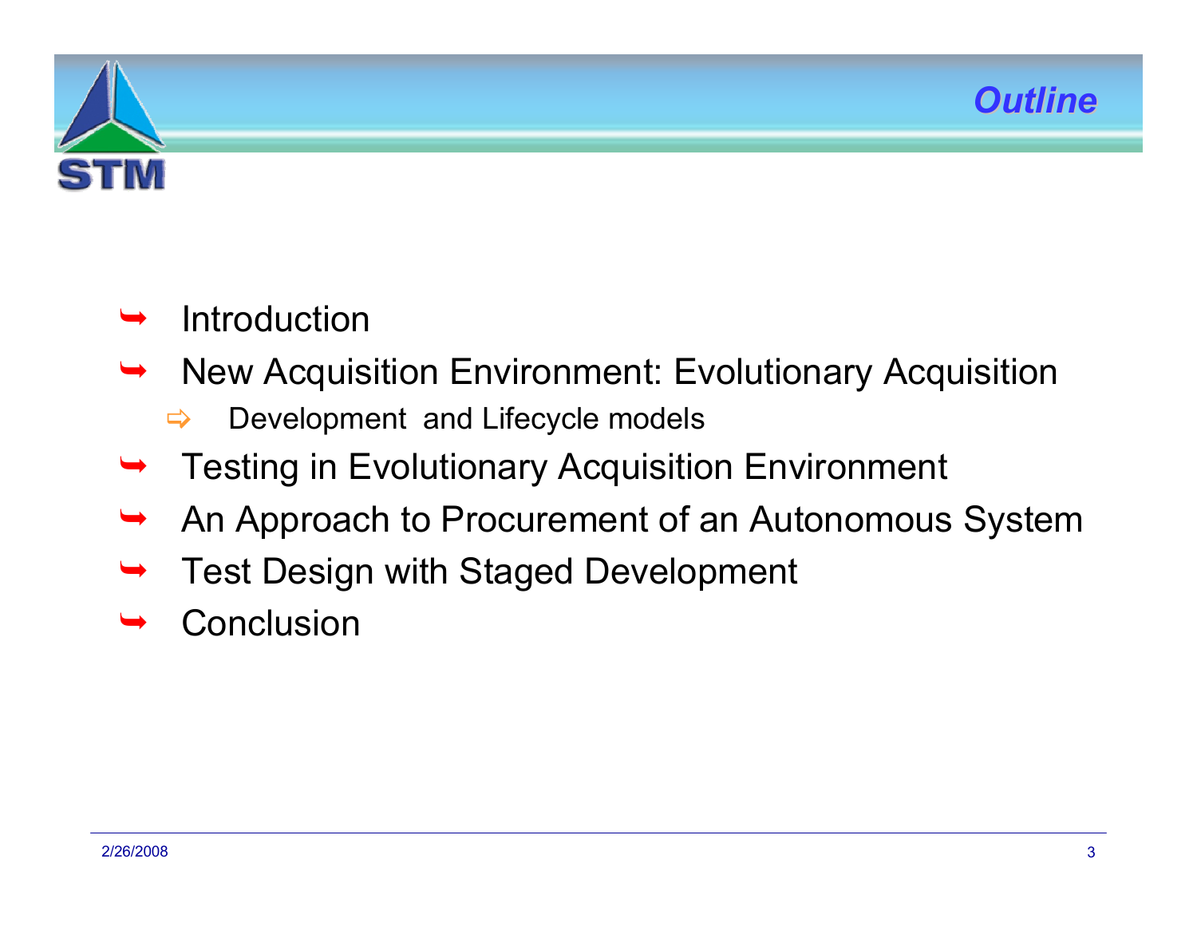## Outline

- Introduction
- New Acquisition Environment: Evolutionary Acquisition
  - Development and Lifecycle models
- Testing in Evolutionary Acquisition Environment
- An Approach to Procurement of an Autonomous System
- Test Design with Staged Development
- Conclusion

2/26/2008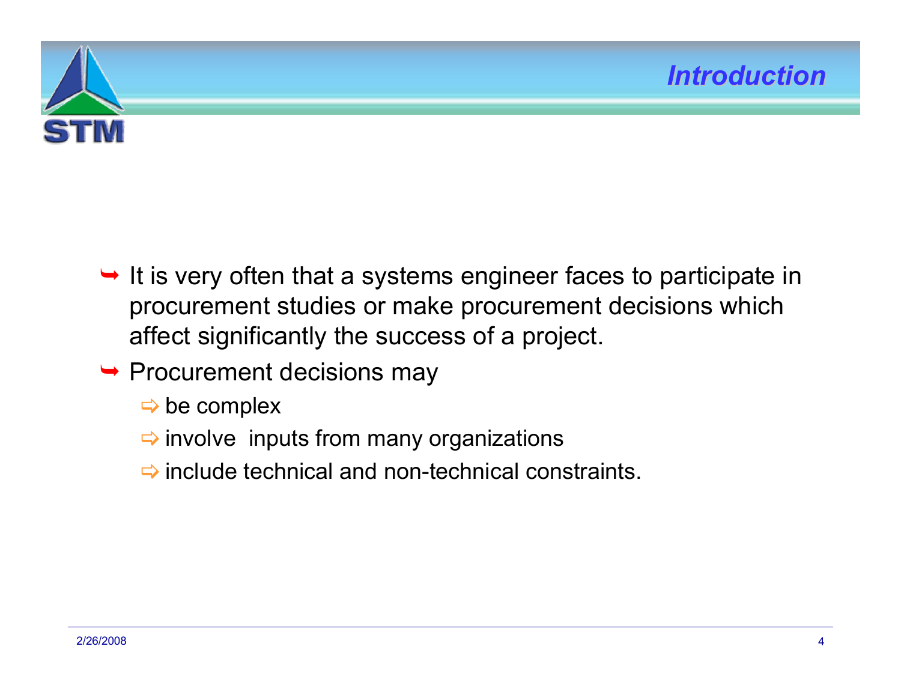# Introduction

- It is very often that a systems engineer faces to participate in procurement studies or make procurement decisions which affect significantly the success of a project.
- Procurement decisions may
  - be complex
  - involve  inputs from many organizations
  - include technical and non-technical constraints.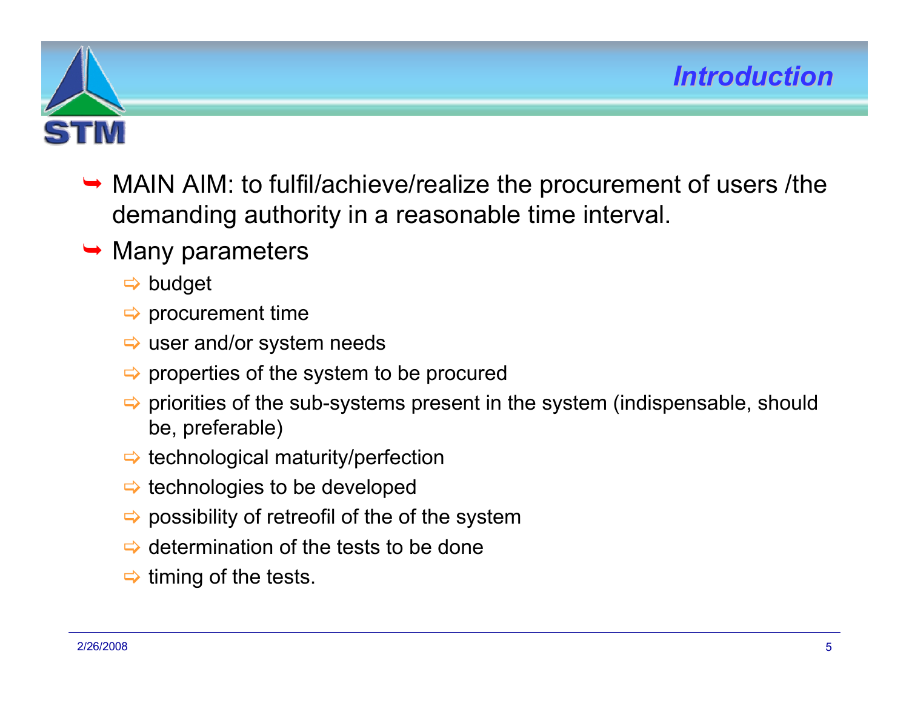## Introduction

- MAIN AIM: to fulfil/achieve/realize the procurement of users /the demanding authority in a reasonable time interval.
- Many parameters
  - budget
  - procurement time
  - user and/or system needs
  - properties of the system to be procured
  - priorities of the sub-systems present in the system (indispensable, should be, preferable)
  - technological maturity/perfection
  - technologies to be developed
  - possibility of retreofil of the of the system
  - determination of the tests to be done
  - timing of the tests.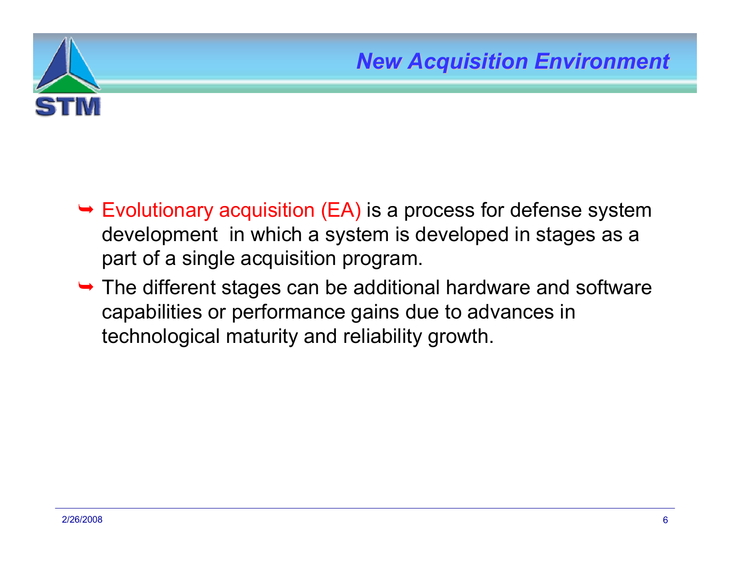## New Acquisition Environment

- Evolutionary acquisition (EA) is a process for defense system development in which a system is developed in stages as a part of a single acquisition program.
- The different stages can be additional hardware and software capabilities or performance gains due to advances in technological maturity and reliability growth.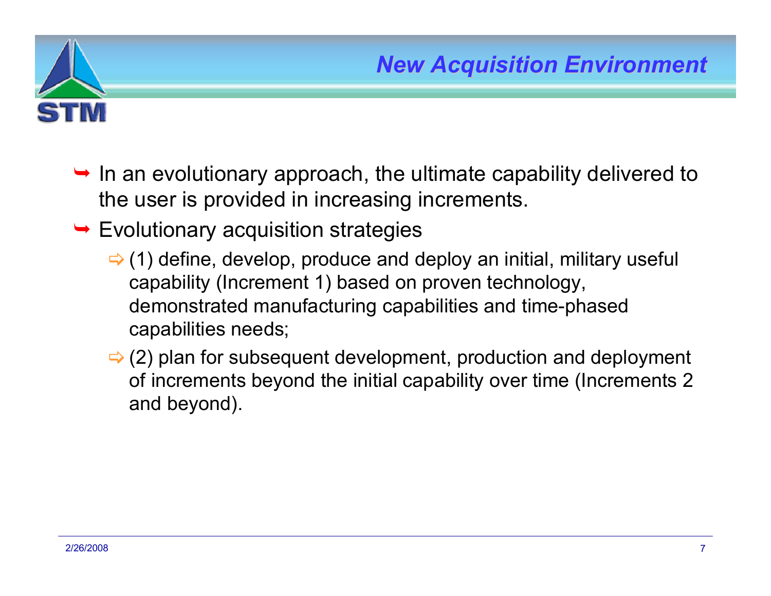## New Acquisition Environment

- In an evolutionary approach, the ultimate capability delivered to the user is provided in increasing increments.
- Evolutionary acquisition strategies
  - (1) define, develop, produce and deploy an initial, military useful capability (Increment 1) based on proven technology, demonstrated manufacturing capabilities and time-phased capabilities needs;
  - (2) plan for subsequent development, production and deployment of increments beyond the initial capability over time (Increments 2 and beyond).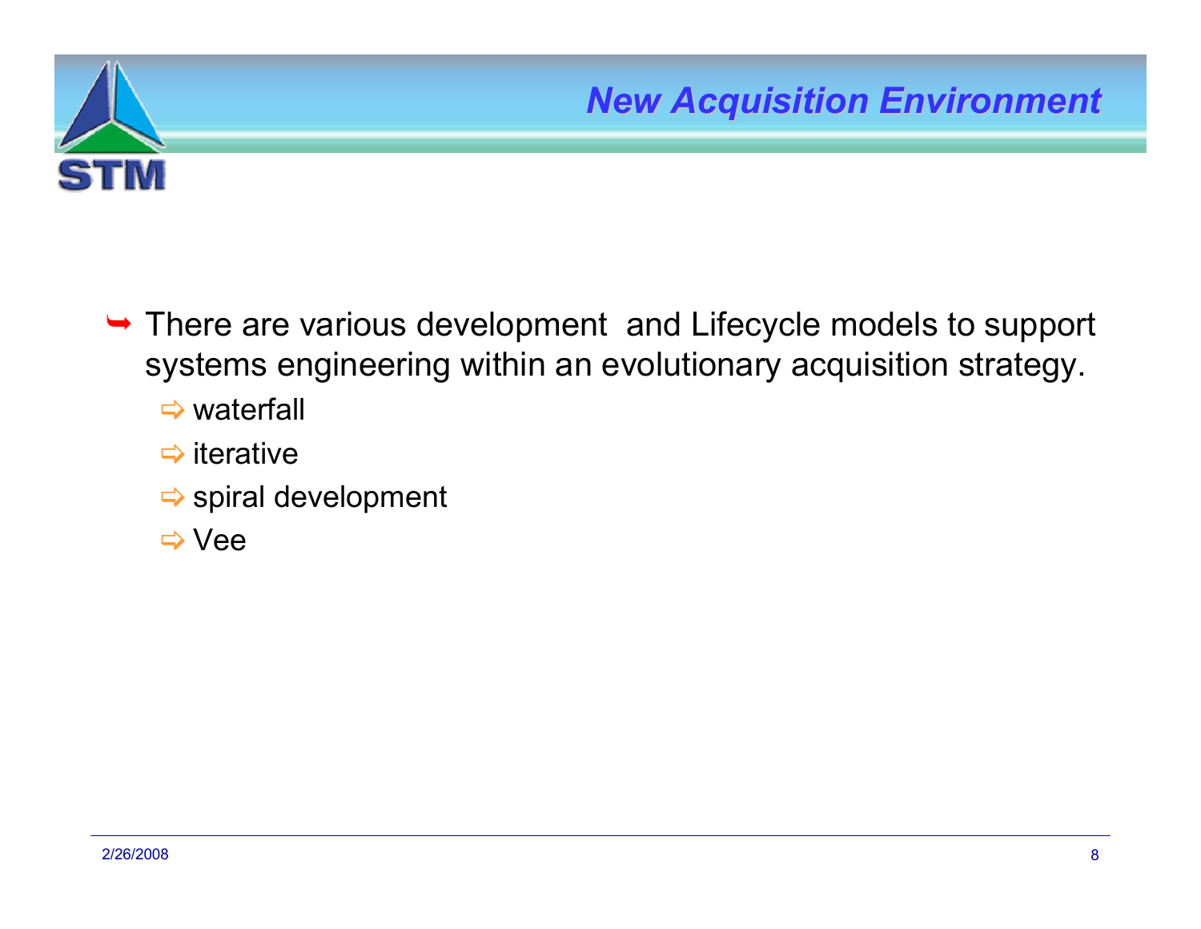## New Acquisition Environment

- There are various development  and Lifecycle models to support systems engineering within an evolutionary acquisition strategy.
  - waterfall
  - iterative
  - spiral development
  - Vee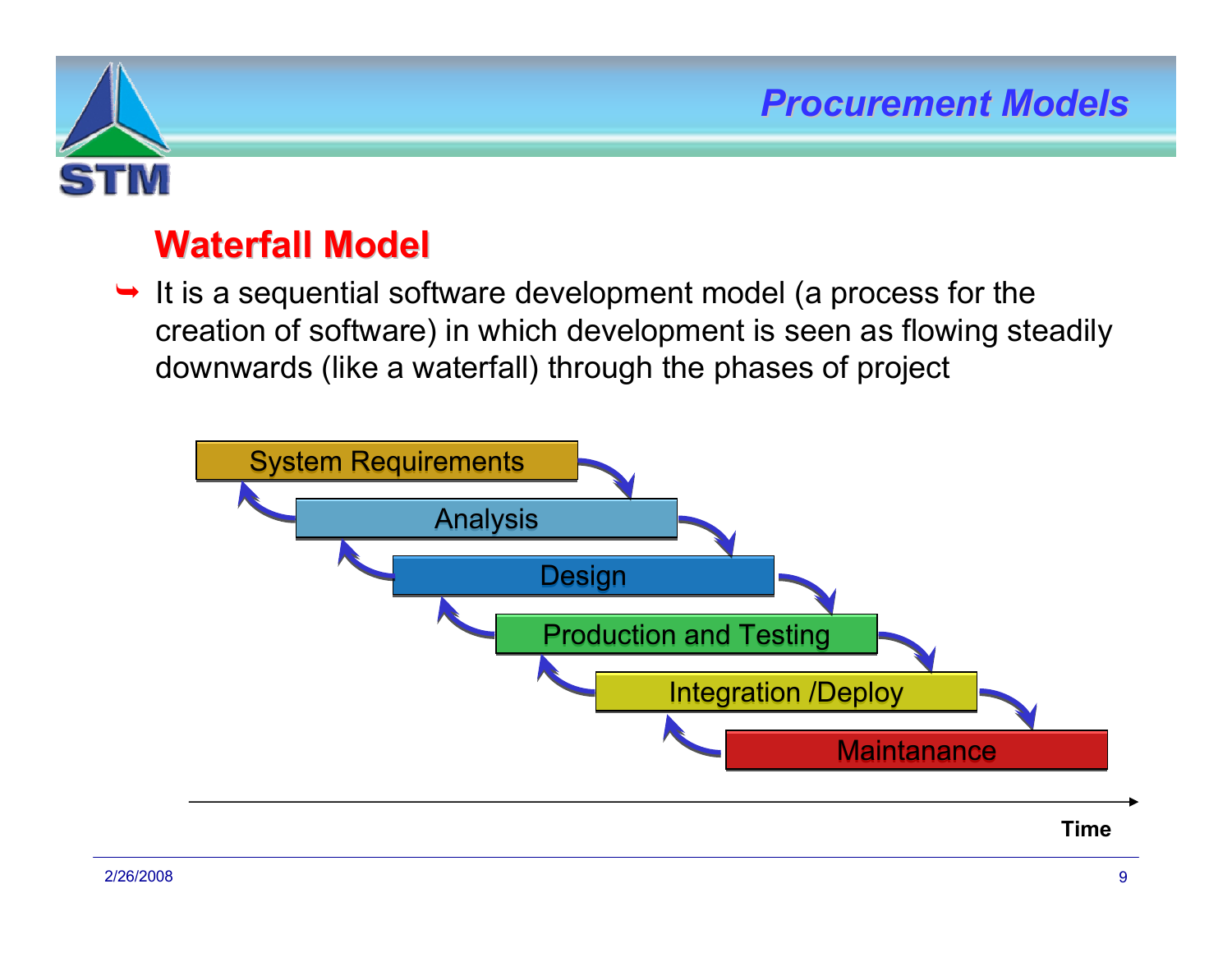## Procurement Models

### Waterfall Model

- It is a sequential software development model (a process for the creation of software) in which development is seen as flowing steadily downwards (like a waterfall) through the phases of project

System Requirements

Analysis

Design

Production and Testing

Integration /Deploy

Maintanance

Time

2/26/2008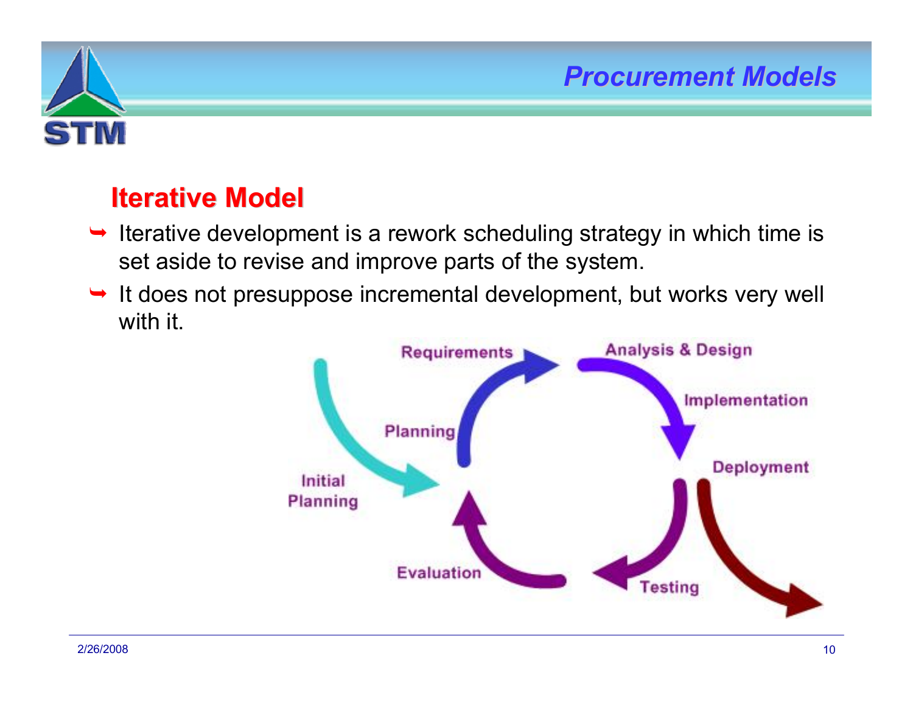## Iterative Model

- Iterative development is a rework scheduling strategy in which time is set aside to revise and improve parts of the system.
- It does not presuppose incremental development, but works very well with it.

Initial Planning → Planning → Requirements → Analysis & Design → Implementation → Deployment → Testing → Evaluation → Planning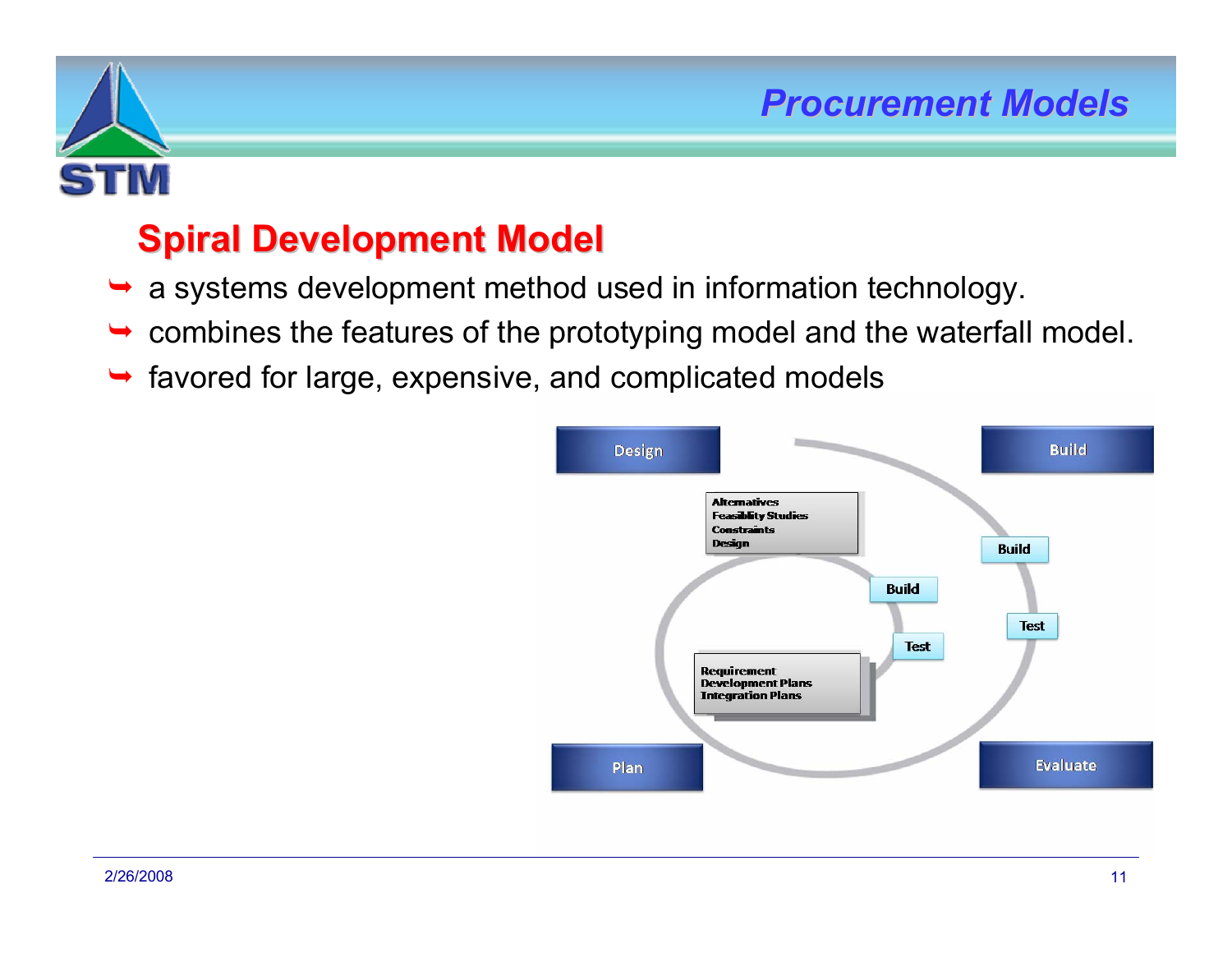## Spiral Development Model

- a systems development method used in information technology.
- combines the features of the prototyping model and the waterfall model.
- favored for large, expensive, and complicated models

Design

Build

Alternatives
Feasibility Studies
Constraints
Design

Build

Build

Test

Test

Requirement
Development Plans
Integration Plans

Plan

Evaluate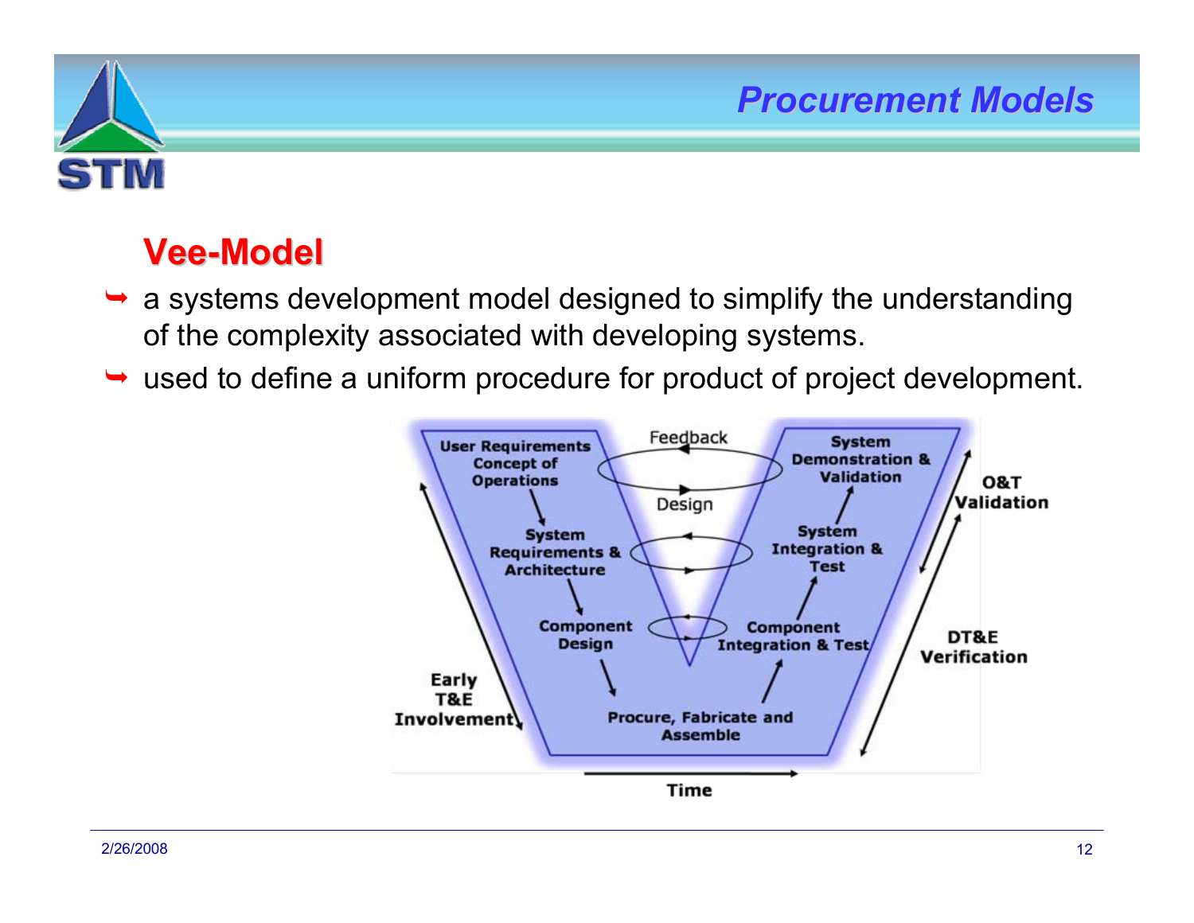## Vee-Model

- a systems development model designed to simplify the understanding of the complexity associated with developing systems.
- used to define a uniform procedure for product of project development.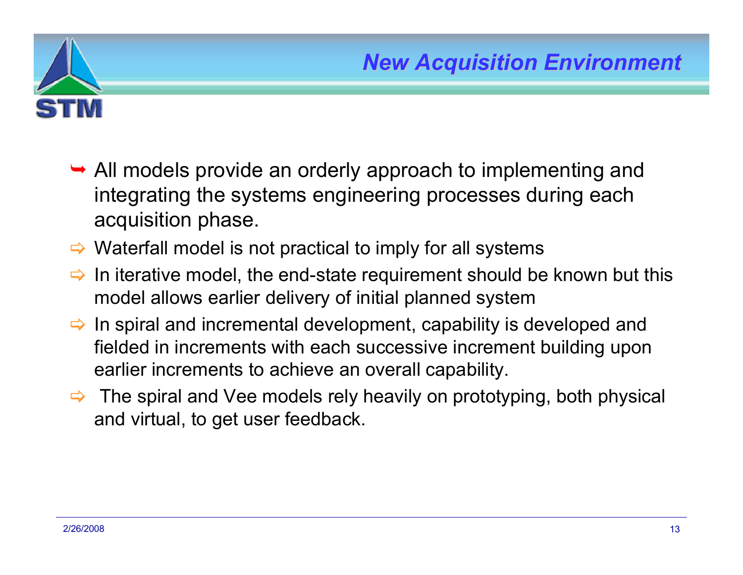## New Acquisition Environment

- All models provide an orderly approach to implementing and integrating the systems engineering processes during each acquisition phase.
  - Waterfall model is not practical to imply for all systems
  - In iterative model, the end-state requirement should be known but this model allows earlier delivery of initial planned system
  - In spiral and incremental development, capability is developed and fielded in increments with each successive increment building upon earlier increments to achieve an overall capability.
  - The spiral and Vee models rely heavily on prototyping, both physical and virtual, to get user feedback.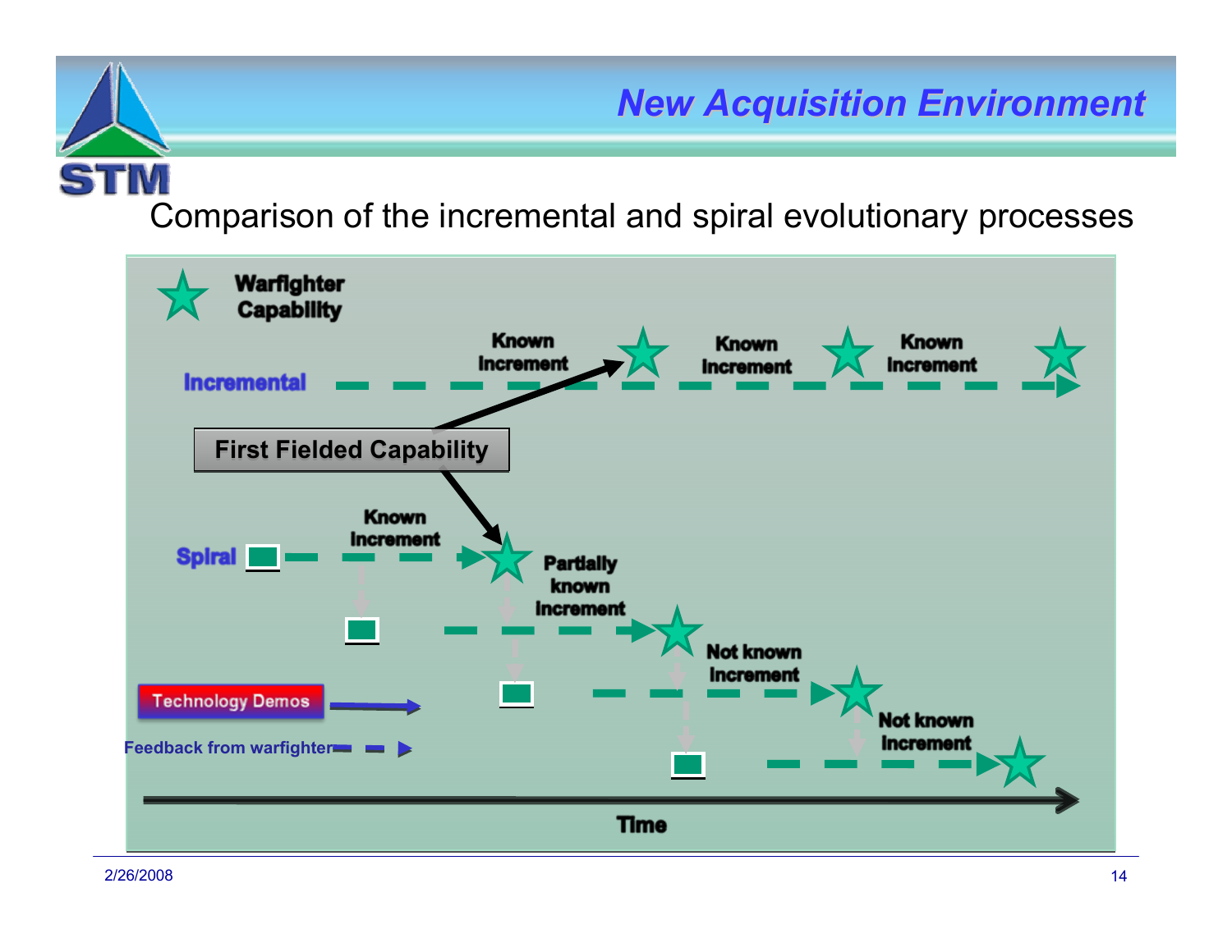## New Acquisition Environment

Comparison of the incremental and spiral evolutionary processes

Warfighter Capability

Incremental — Known Increment — Known Increment — Known Increment

First Fielded Capability

Spiral — Known Increment — Partially known Increment — Not known Increment — Not known Increment

Technology Demos

Feedback from warfighter

Time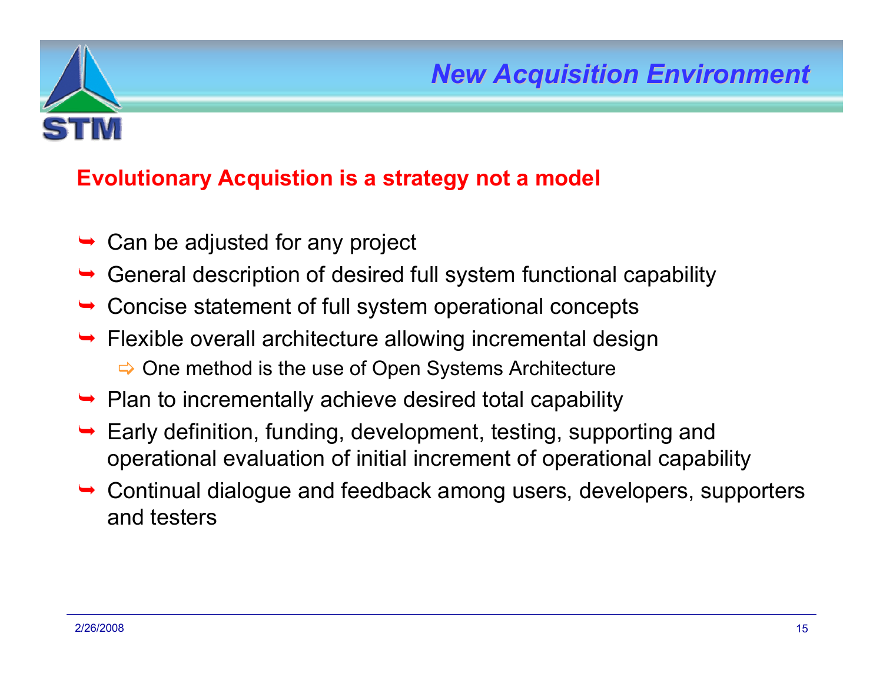# New Acquisition Environment

## Evolutionary Acquistion is a strategy not a model

- Can be adjusted for any project
- General description of desired full system functional capability
- Concise statement of full system operational concepts
- Flexible overall architecture allowing incremental design
  - One method is the use of Open Systems Architecture
- Plan to incrementally achieve desired total capability
- Early definition, funding, development, testing, supporting and operational evaluation of initial increment of operational capability
- Continual dialogue and feedback among users, developers, supporters and testers

2/26/2008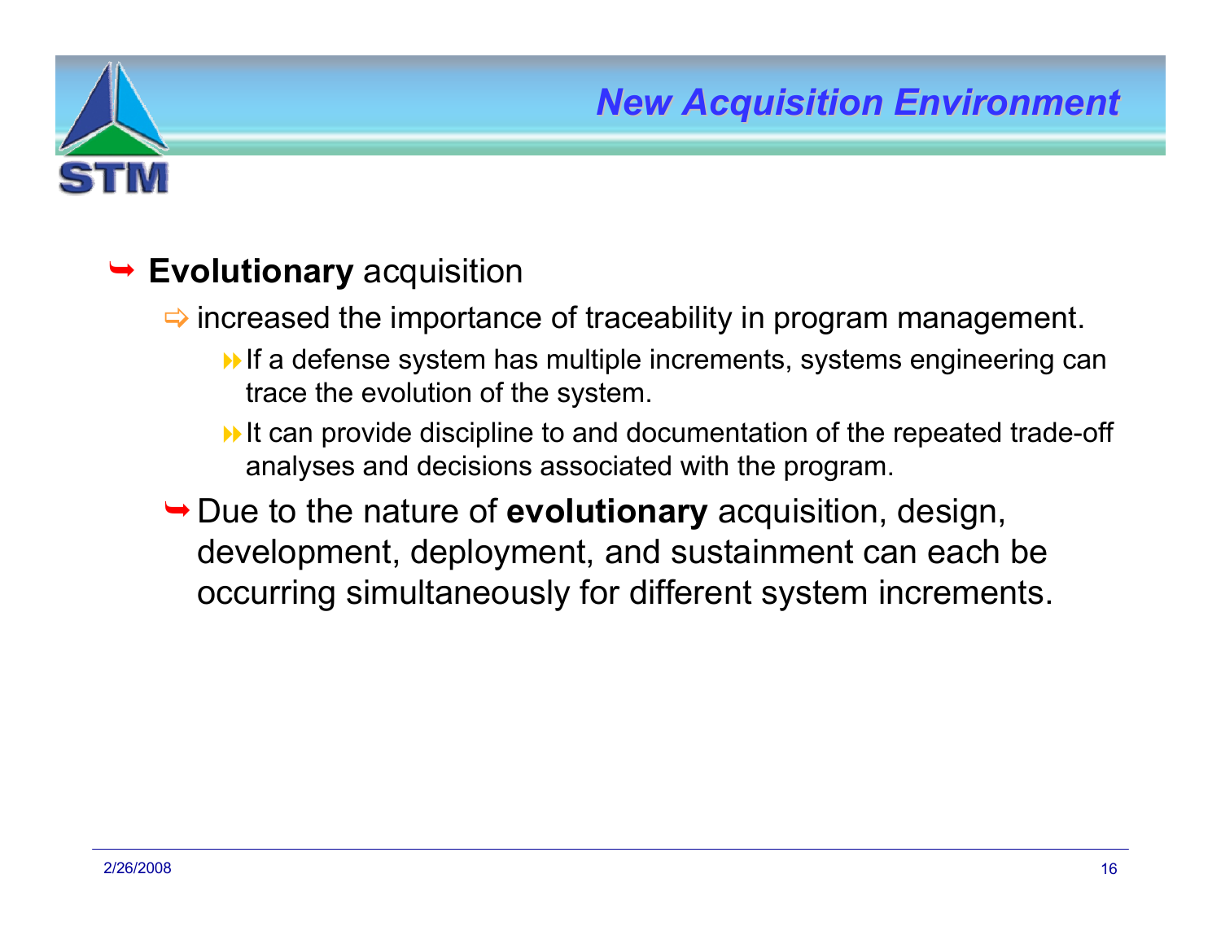## New Acquisition Environment

- **Evolutionary** acquisition
  - increased the importance of traceability in program management.
    - If a defense system has multiple increments, systems engineering can trace the evolution of the system.
    - It can provide discipline to and documentation of the repeated trade-off analyses and decisions associated with the program.
  - Due to the nature of **evolutionary** acquisition, design, development, deployment, and sustainment can each be occurring simultaneously for different system increments.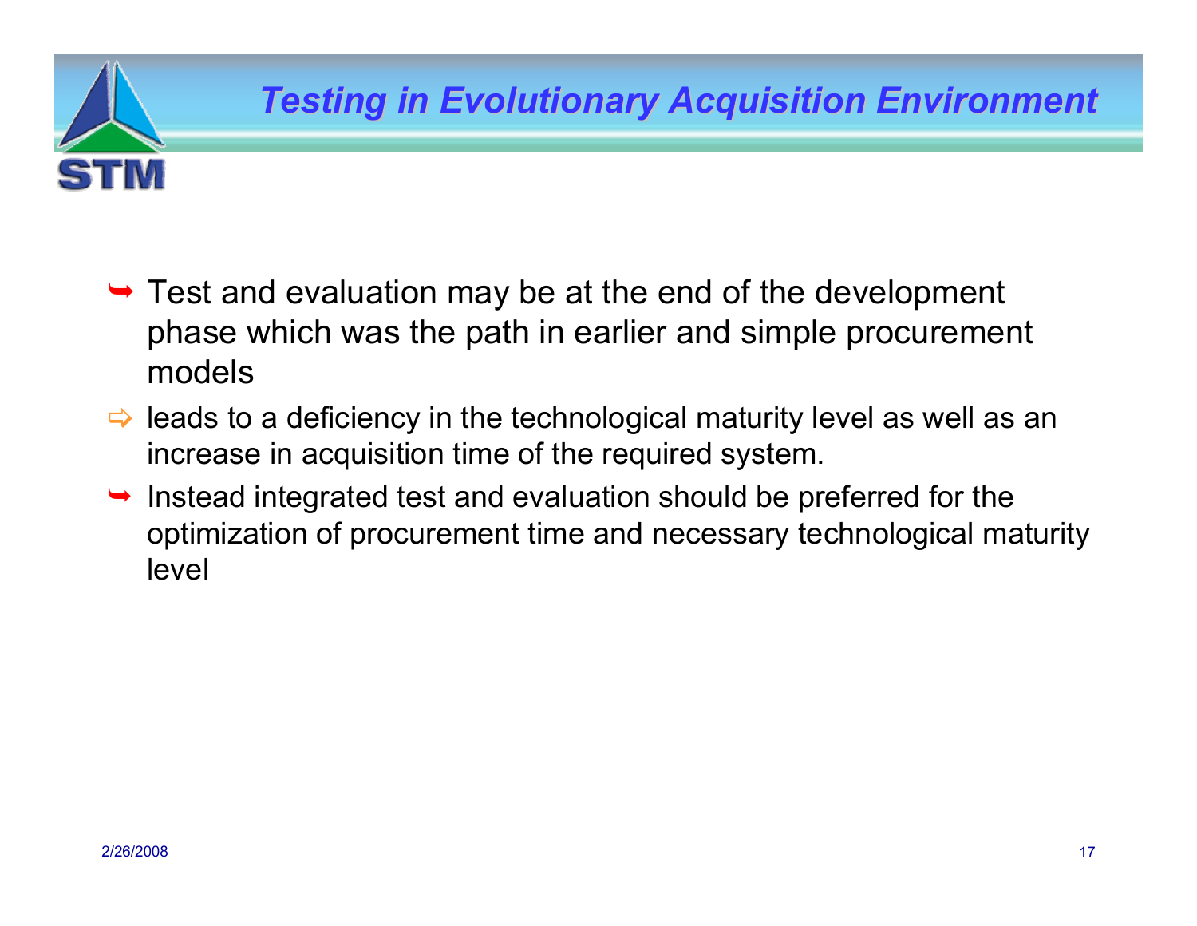# Testing in Evolutionary Acquisition Environment

- Test and evaluation may be at the end of the development phase which was the path in earlier and simple procurement models
  - ⇨ leads to a deficiency in the technological maturity level as well as an increase in acquisition time of the required system.
- Instead integrated test and evaluation should be preferred for the optimization of procurement time and necessary technological maturity level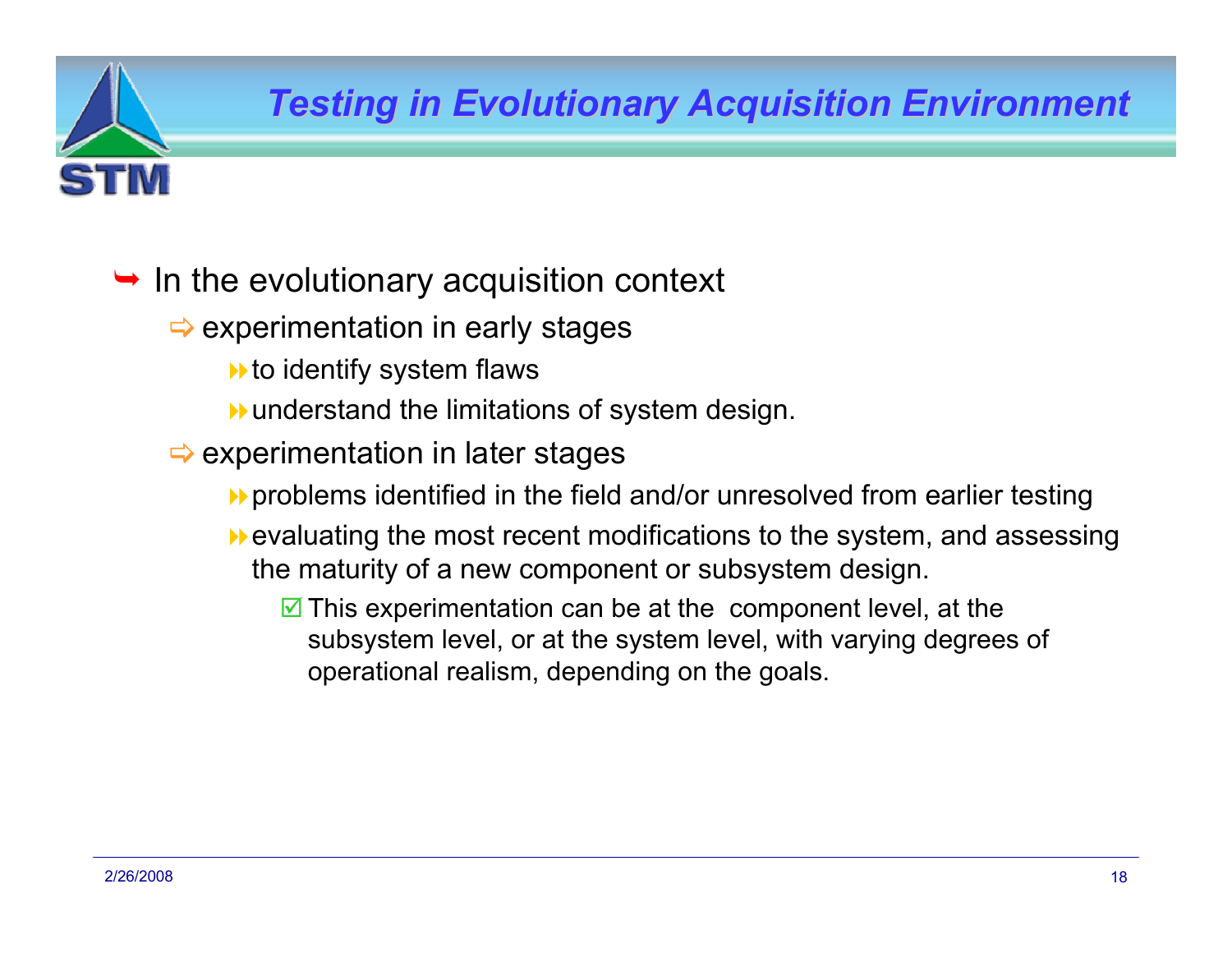# Testing in Evolutionary Acquisition Environment

- In the evolutionary acquisition context
  - experimentation in early stages
    - to identify system flaws
    - understand the limitations of system design.
  - experimentation in later stages
    - problems identified in the field and/or unresolved from earlier testing
    - evaluating the most recent modifications to the system, and assessing the maturity of a new component or subsystem design.
      - This experimentation can be at the component level, at the subsystem level, or at the system level, with varying degrees of operational realism, depending on the goals.

2/26/2008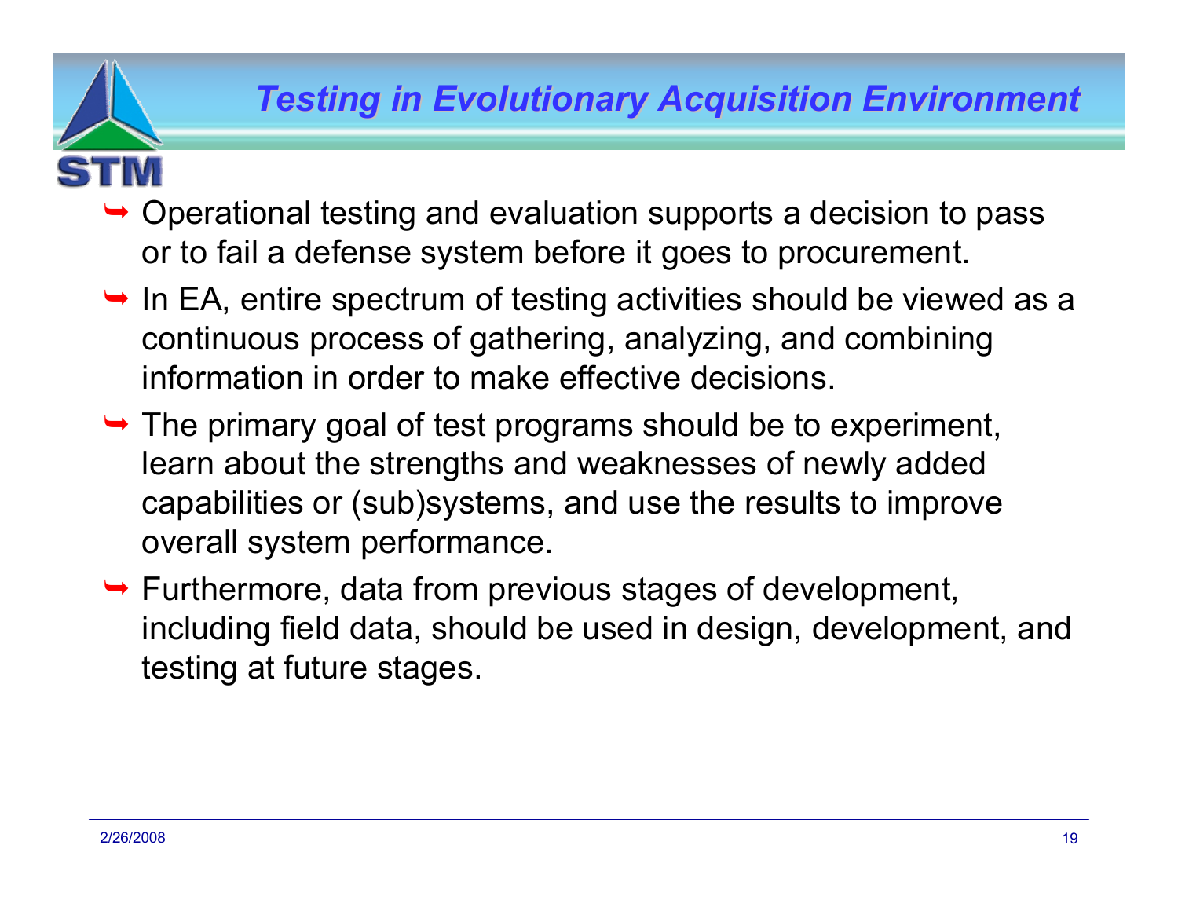## Testing in Evolutionary Acquisition Environment

- Operational testing and evaluation supports a decision to pass or to fail a defense system before it goes to procurement.
- In EA, entire spectrum of testing activities should be viewed as a continuous process of gathering, analyzing, and combining information in order to make effective decisions.
- The primary goal of test programs should be to experiment, learn about the strengths and weaknesses of newly added capabilities or (sub)systems, and use the results to improve overall system performance.
- Furthermore, data from previous stages of development, including field data, should be used in design, development, and testing at future stages.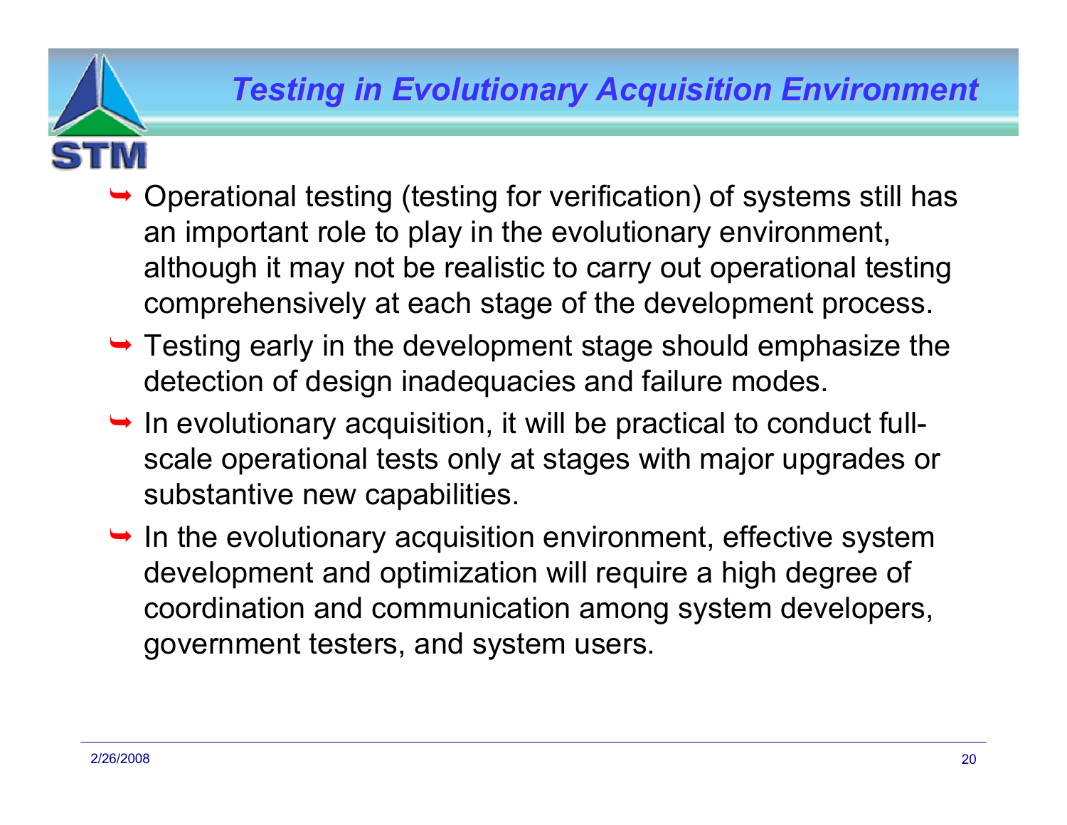# Testing in Evolutionary Acquisition Environment

- Operational testing (testing for verification) of systems still has an important role to play in the evolutionary environment, although it may not be realistic to carry out operational testing comprehensively at each stage of the development process.
- Testing early in the development stage should emphasize the detection of design inadequacies and failure modes.
- In evolutionary acquisition, it will be practical to conduct full-scale operational tests only at stages with major upgrades or substantive new capabilities.
- In the evolutionary acquisition environment, effective system development and optimization will require a high degree of coordination and communication among system developers, government testers, and system users.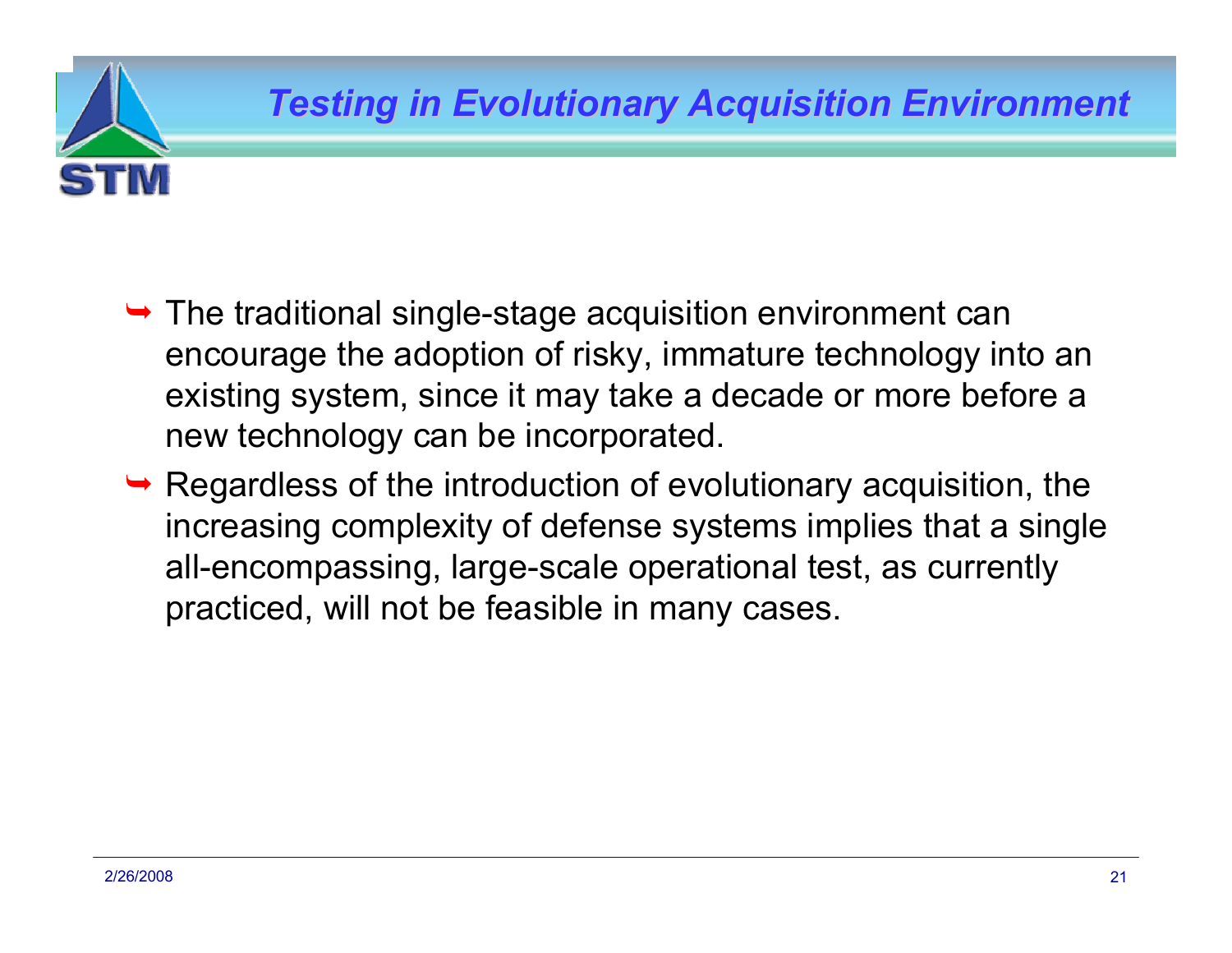## Testing in Evolutionary Acquisition Environment

- The traditional single-stage acquisition environment can encourage the adoption of risky, immature technology into an existing system, since it may take a decade or more before a new technology can be incorporated.
- Regardless of the introduction of evolutionary acquisition, the increasing complexity of defense systems implies that a single all-encompassing, large-scale operational test, as currently practiced, will not be feasible in many cases.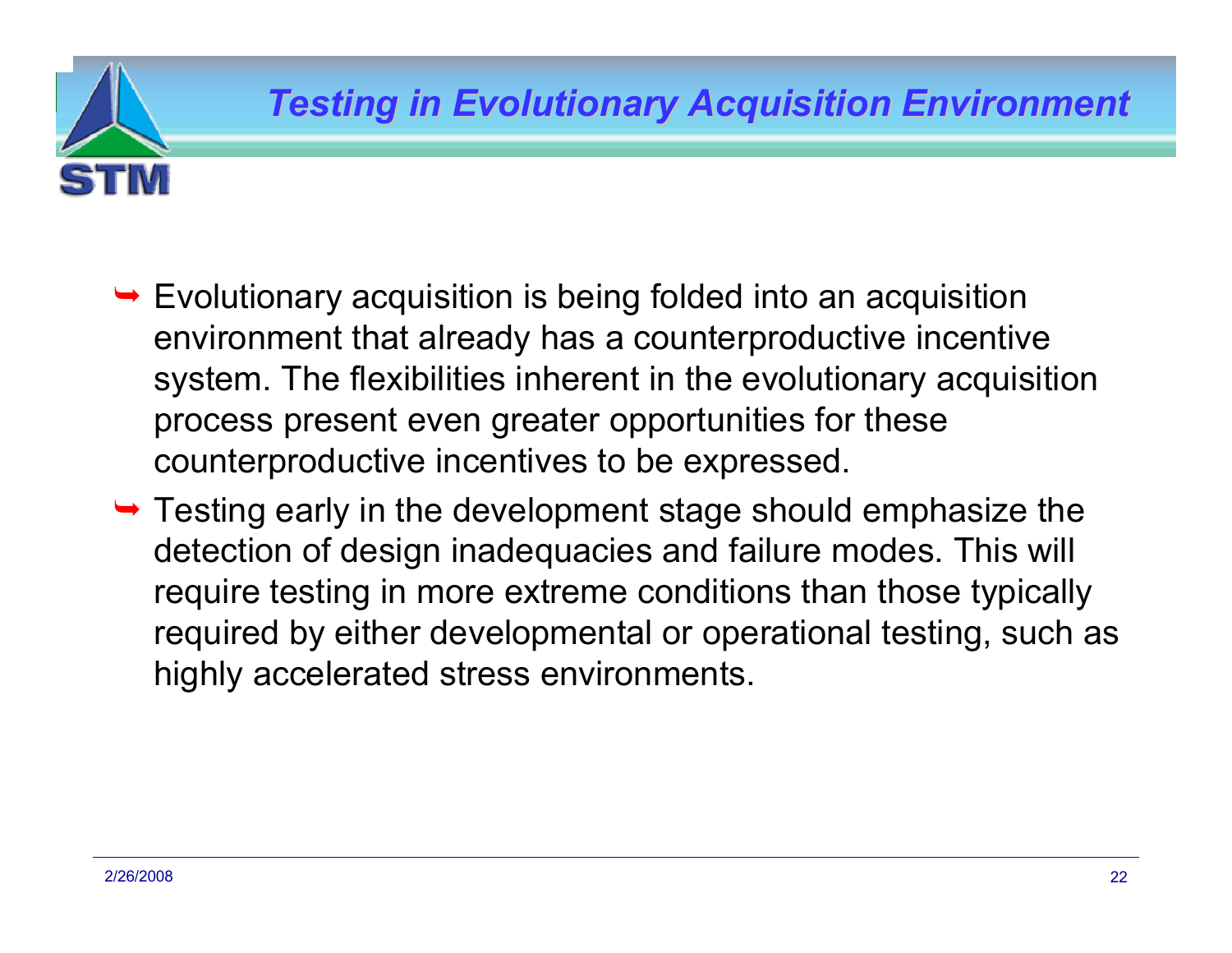# Testing in Evolutionary Acquisition Environment

- Evolutionary acquisition is being folded into an acquisition environment that already has a counterproductive incentive system. The flexibilities inherent in the evolutionary acquisition process present even greater opportunities for these counterproductive incentives to be expressed.
- Testing early in the development stage should emphasize the detection of design inadequacies and failure modes. This will require testing in more extreme conditions than those typically required by either developmental or operational testing, such as highly accelerated stress environments.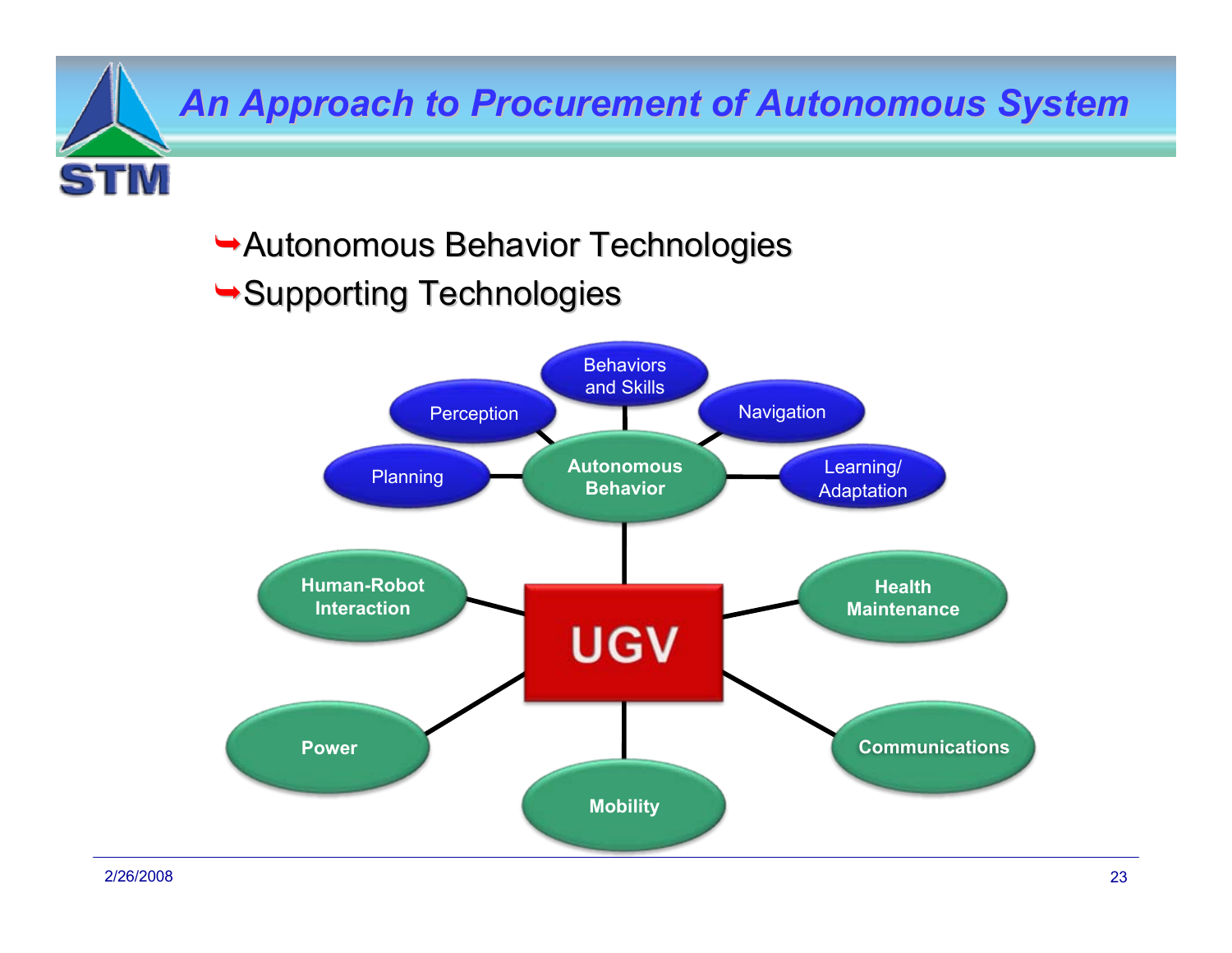# An Approach to Procurement of Autonomous System

- Autonomous Behavior Technologies
- Supporting Technologies

UGV

Autonomous Behavior

Behaviors and Skills

Perception

Navigation

Planning

Learning/ Adaptation

Human-Robot Interaction

Health Maintenance

Power

Communications

Mobility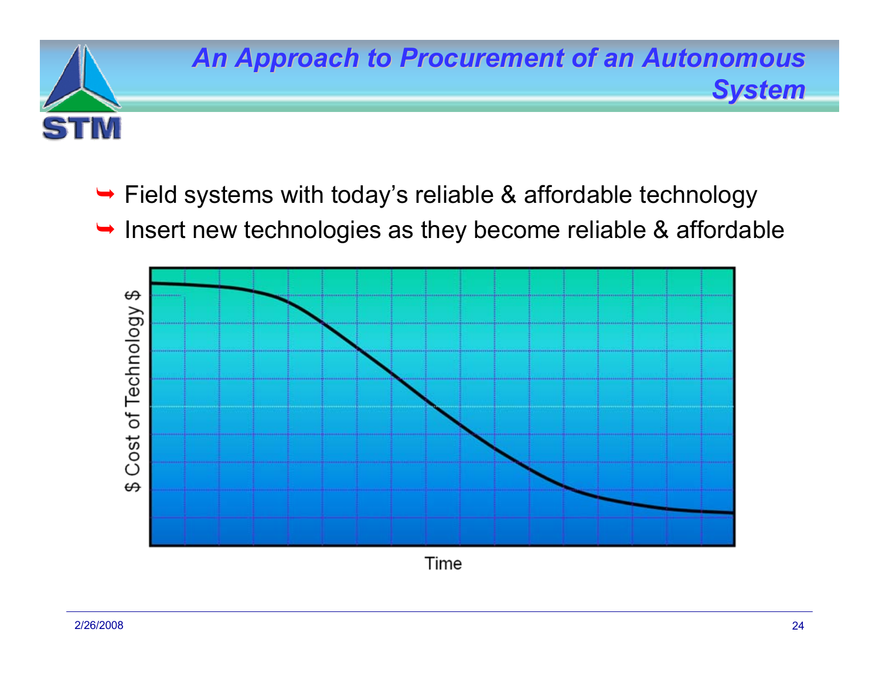# An Approach to Procurement of an Autonomous System

- Field systems with today's reliable & affordable technology
- Insert new technologies as they become reliable & affordable

$ Cost of Technology $

Time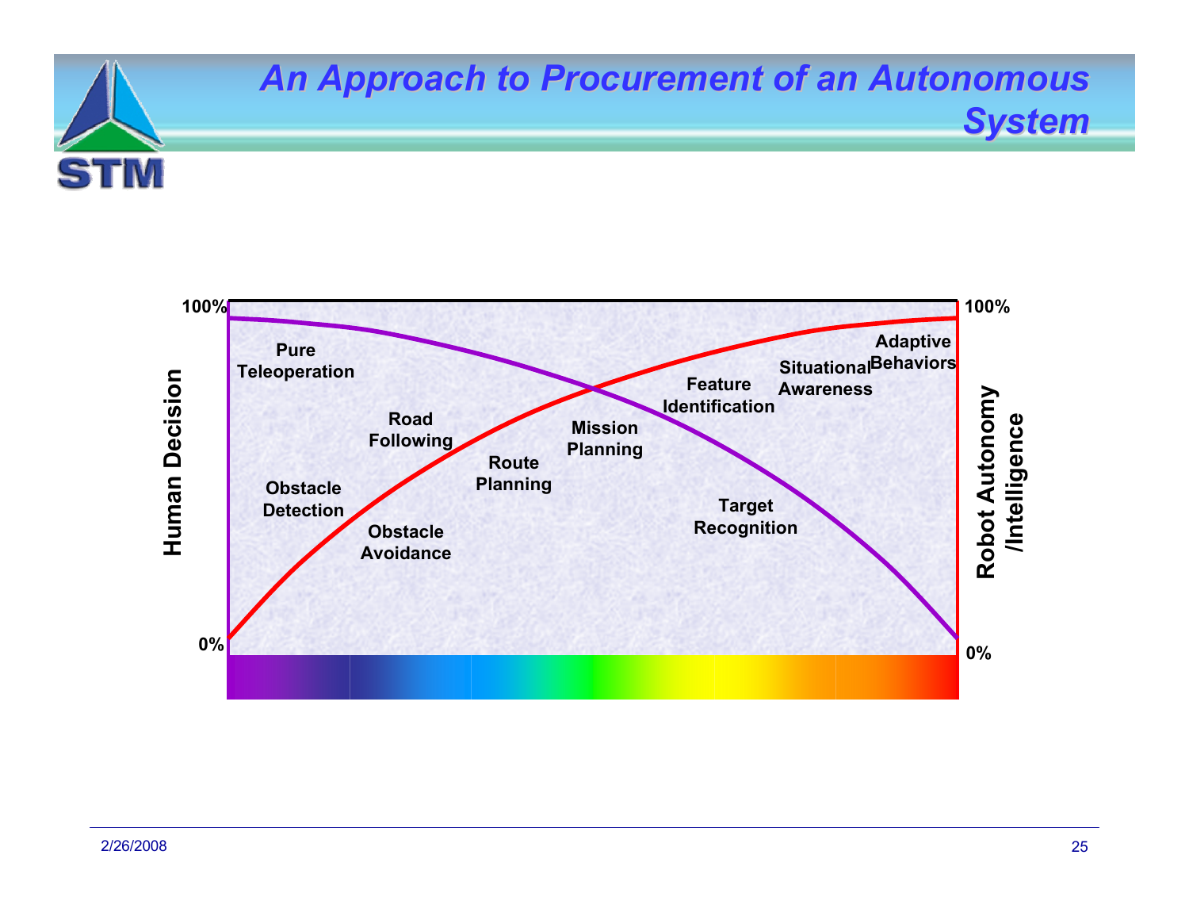# An Approach to Procurement of an Autonomous System

100%

Human Decision

0%

Pure Teleoperation

Obstacle Detection

Road Following

Obstacle Avoidance

Route Planning

Mission Planning

Feature Identification

Target Recognition

Situational Awareness

Adaptive Behaviors

100%

Robot Autonomy /Intelligence

0%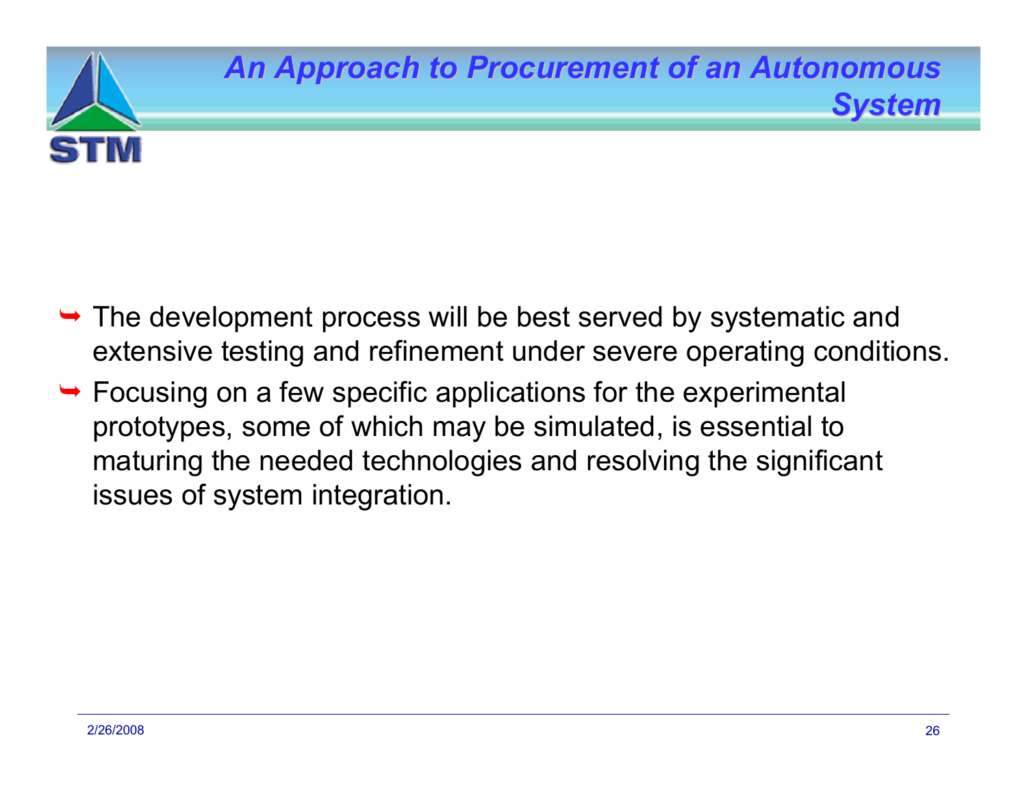## *An Approach to Procurement of an Autonomous System*

- The development process will be best served by systematic and extensive testing and refinement under severe operating conditions.
- Focusing on a few specific applications for the experimental prototypes, some of which may be simulated, is essential to maturing the needed technologies and resolving the significant issues of system integration.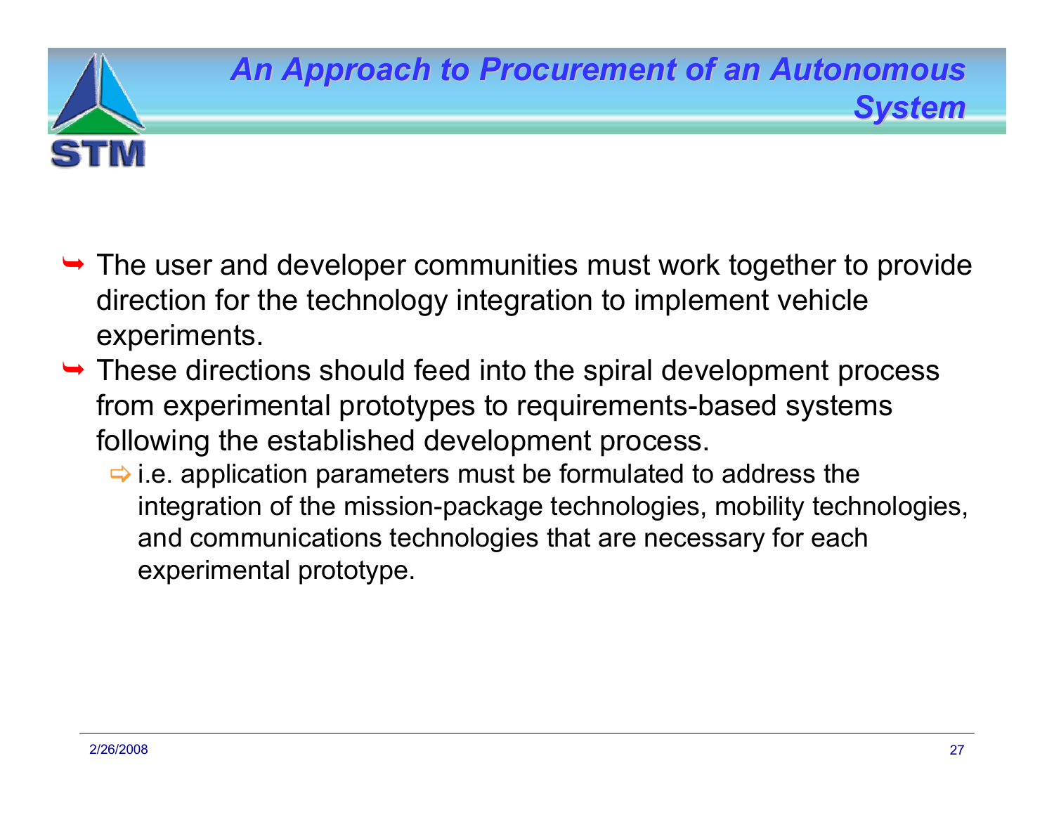# An Approach to Procurement of an Autonomous System

- The user and developer communities must work together to provide direction for the technology integration to implement vehicle experiments.
- These directions should feed into the spiral development process from experimental prototypes to requirements-based systems following the established development process.
  - i.e. application parameters must be formulated to address the integration of the mission-package technologies, mobility technologies, and communications technologies that are necessary for each experimental prototype.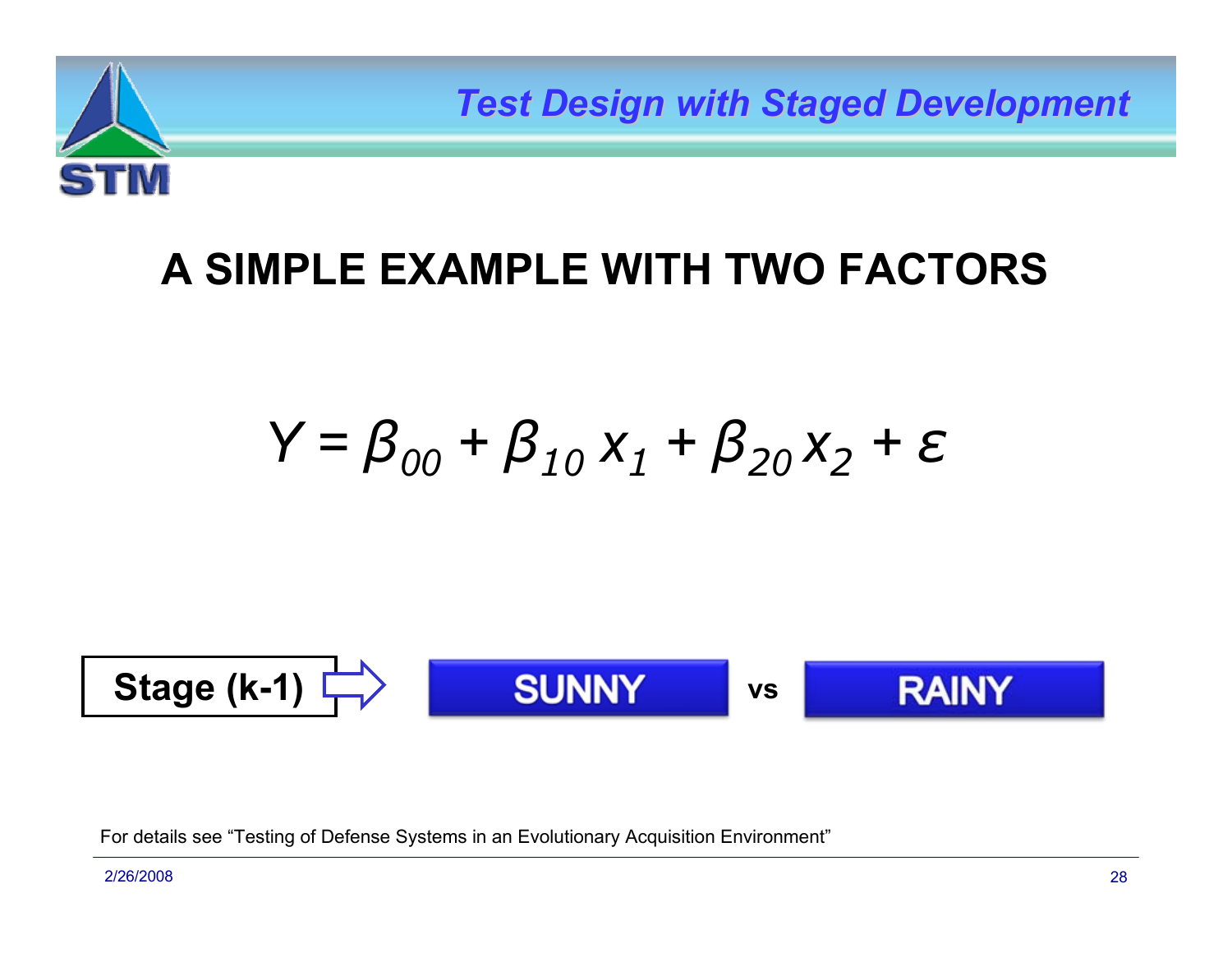# A SIMPLE EXAMPLE WITH TWO FACTORS

$$Y = \beta_{00} + \beta_{10} x_1 + \beta_{20} x_2 + \varepsilon$$

**Stage (k-1)** ⇨ **SUNNY** vs **RAINY**

For details see "Testing of Defense Systems in an Evolutionary Acquisition Environment"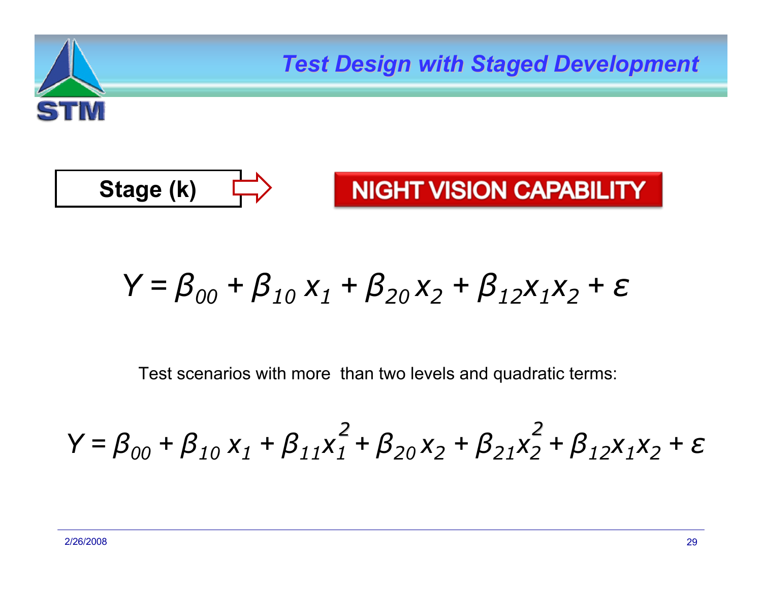# Test Design with Staged Development

**Stage (k)** ⇨ **NIGHT VISION CAPABILITY**

$$Y = \beta_{00} + \beta_{10}\, x_1 + \beta_{20}\, x_2 + \beta_{12} x_1 x_2 + \varepsilon$$

Test scenarios with more than two levels and quadratic terms:

$$Y = \beta_{00} + \beta_{10}\, x_1 + \beta_{11} x_1^2 + \beta_{20}\, x_2 + \beta_{21} x_2^2 + \beta_{12} x_1 x_2 + \varepsilon$$

2/26/2008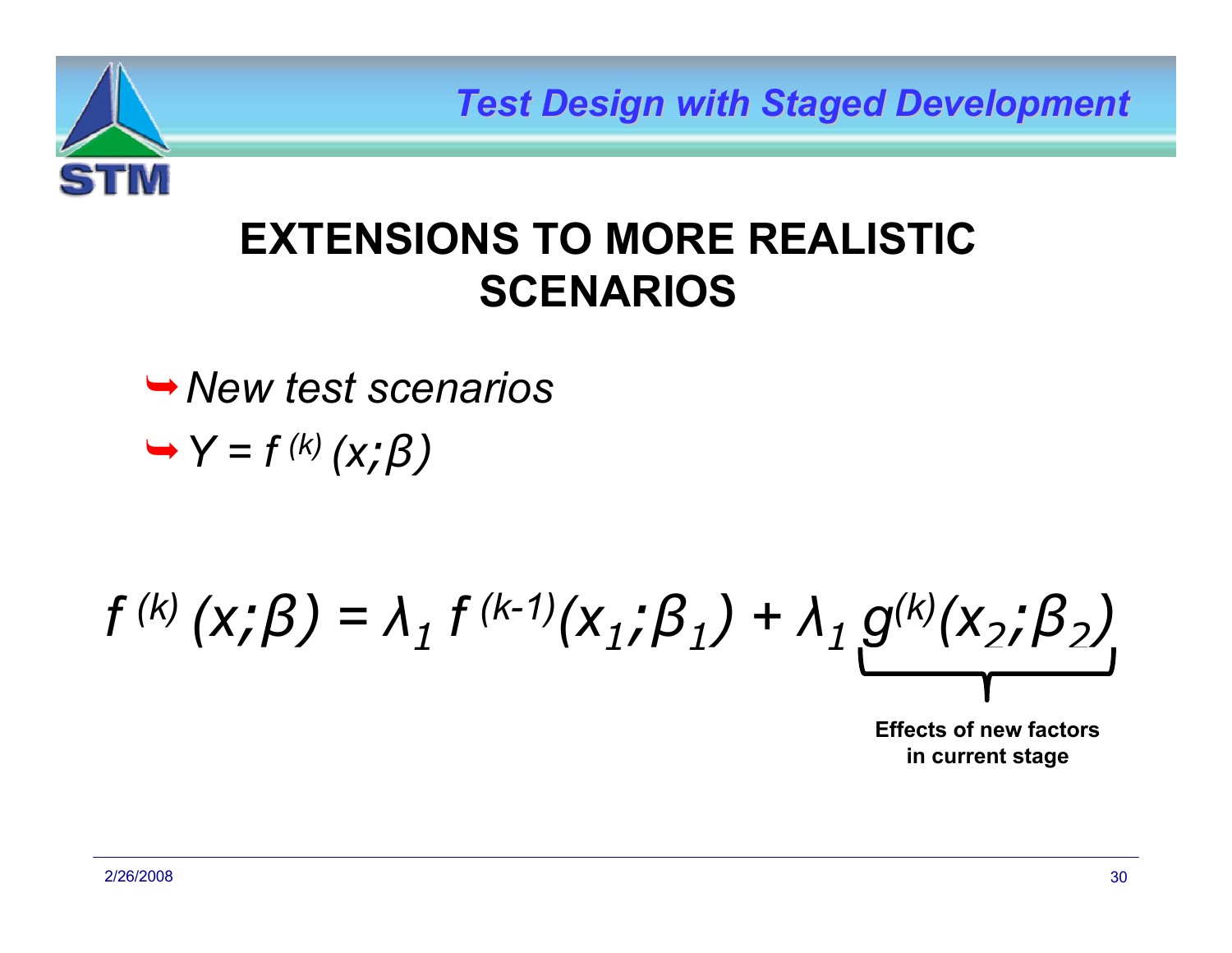# EXTENSIONS TO MORE REALISTIC SCENARIOS

- *New test scenarios*
- $Y = f^{(k)}(x;\beta)$

$$f^{(k)}(x;\beta) = \lambda_1 f^{(k-1)}(x_1;\beta_1) + \lambda_1 \underbrace{g^{(k)}(x_2;\beta_2)}_{\text{Effects of new factors in current stage}}$$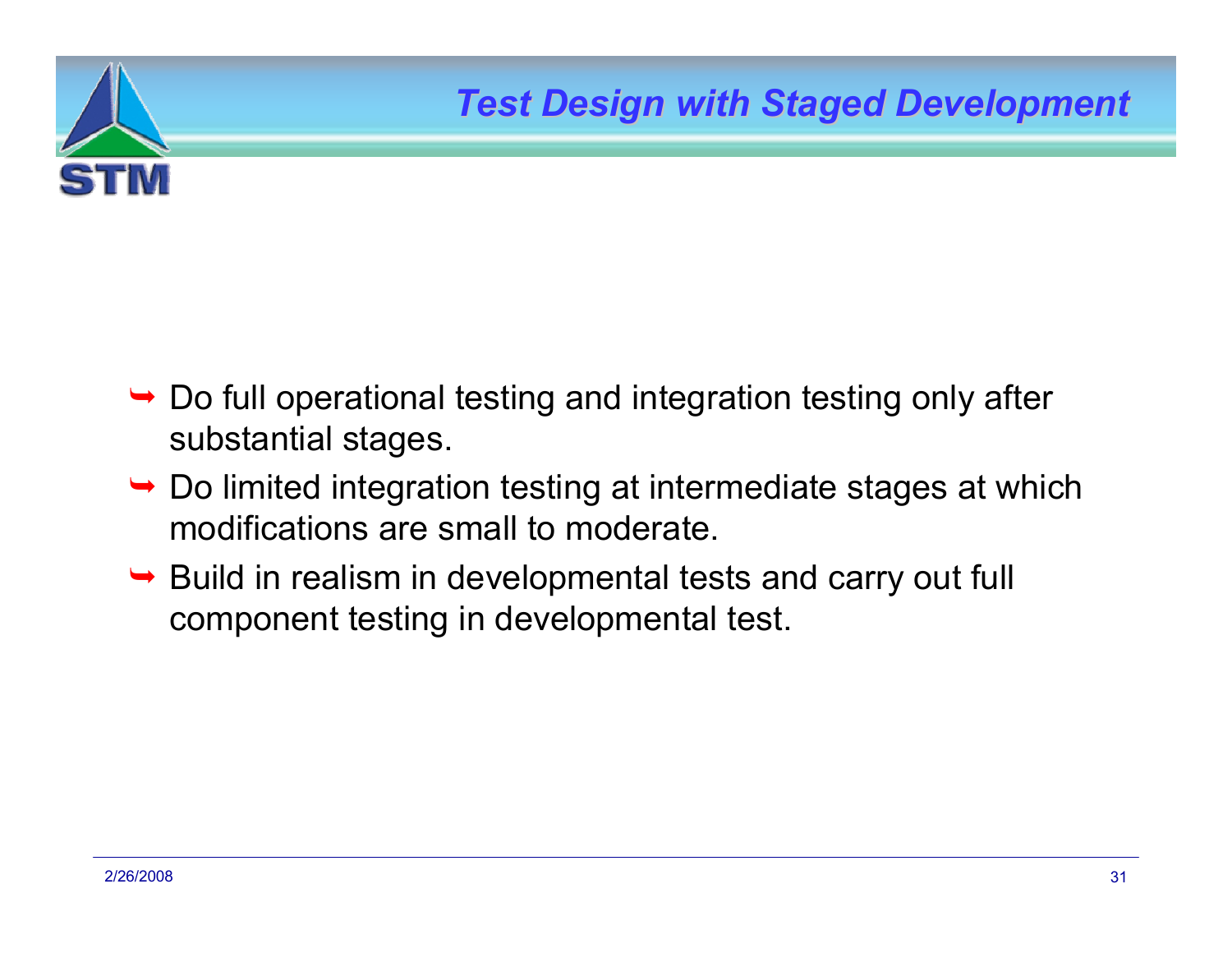# Test Design with Staged Development

- Do full operational testing and integration testing only after substantial stages.
- Do limited integration testing at intermediate stages at which modifications are small to moderate.
- Build in realism in developmental tests and carry out full component testing in developmental test.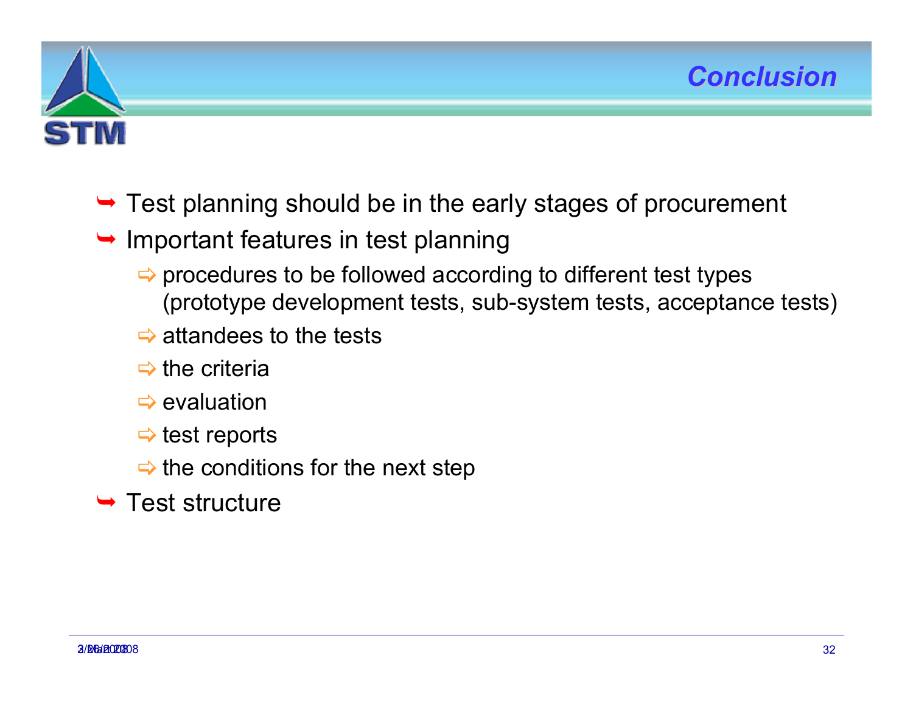# Conclusion

- Test planning should be in the early stages of procurement
- Important features in test planning
  - procedures to be followed according to different test types (prototype development tests, sub-system tests, acceptance tests)
  - attandees to the tests
  - the criteria
  - evaluation
  - test reports
  - the conditions for the next step
- Test structure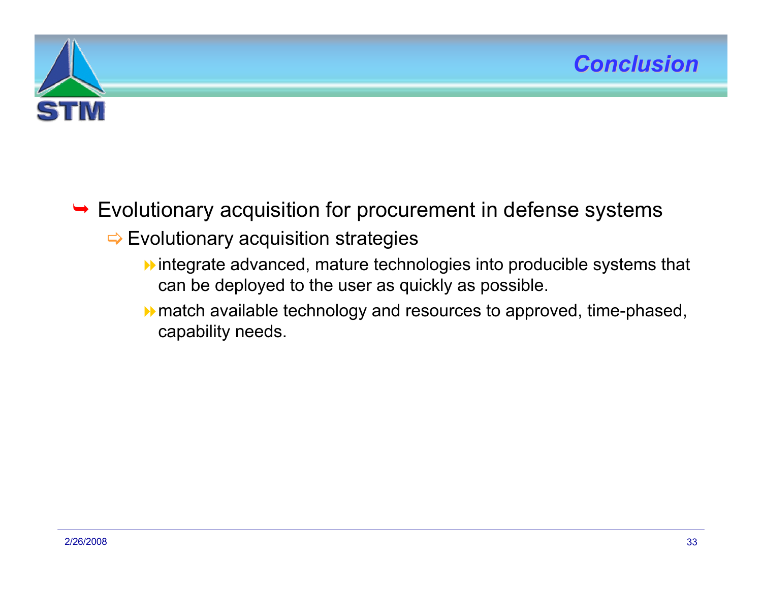## Conclusion

- Evolutionary acquisition for procurement in defense systems
  - Evolutionary acquisition strategies
    - integrate advanced, mature technologies into producible systems that can be deployed to the user as quickly as possible.
    - match available technology and resources to approved, time-phased, capability needs.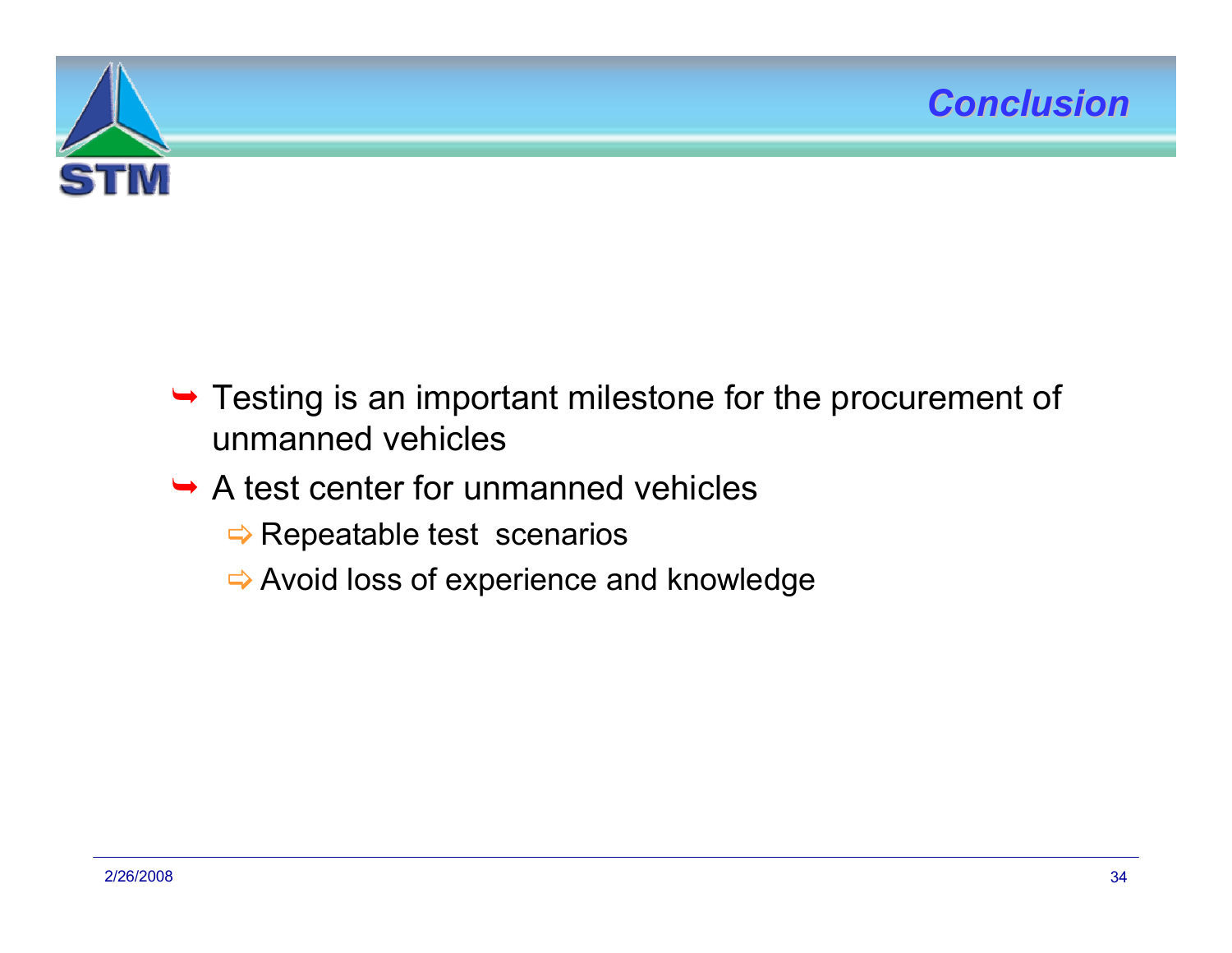## Conclusion

- Testing is an important milestone for the procurement of unmanned vehicles
- A test center for unmanned vehicles
  - Repeatable test scenarios
  - Avoid loss of experience and knowledge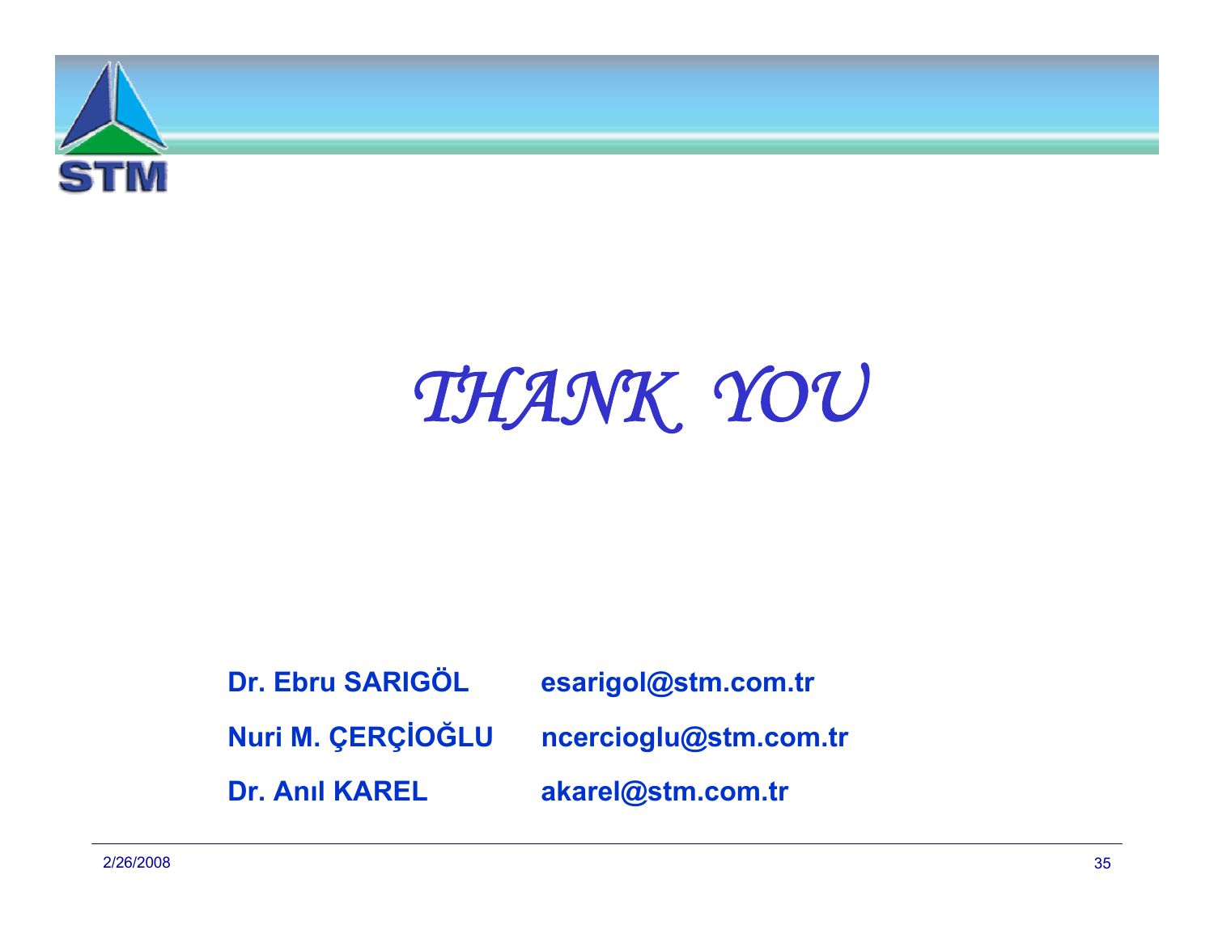# *THANK YOU*

| | |
|---|---|
| **Dr. Ebru SARIGÖL** | **esarigol@stm.com.tr** |
| **Nuri M. ÇERÇİOĞLU** | **ncercioglu@stm.com.tr** |
| **Dr. Anıl KAREL** | **akarel@stm.com.tr** |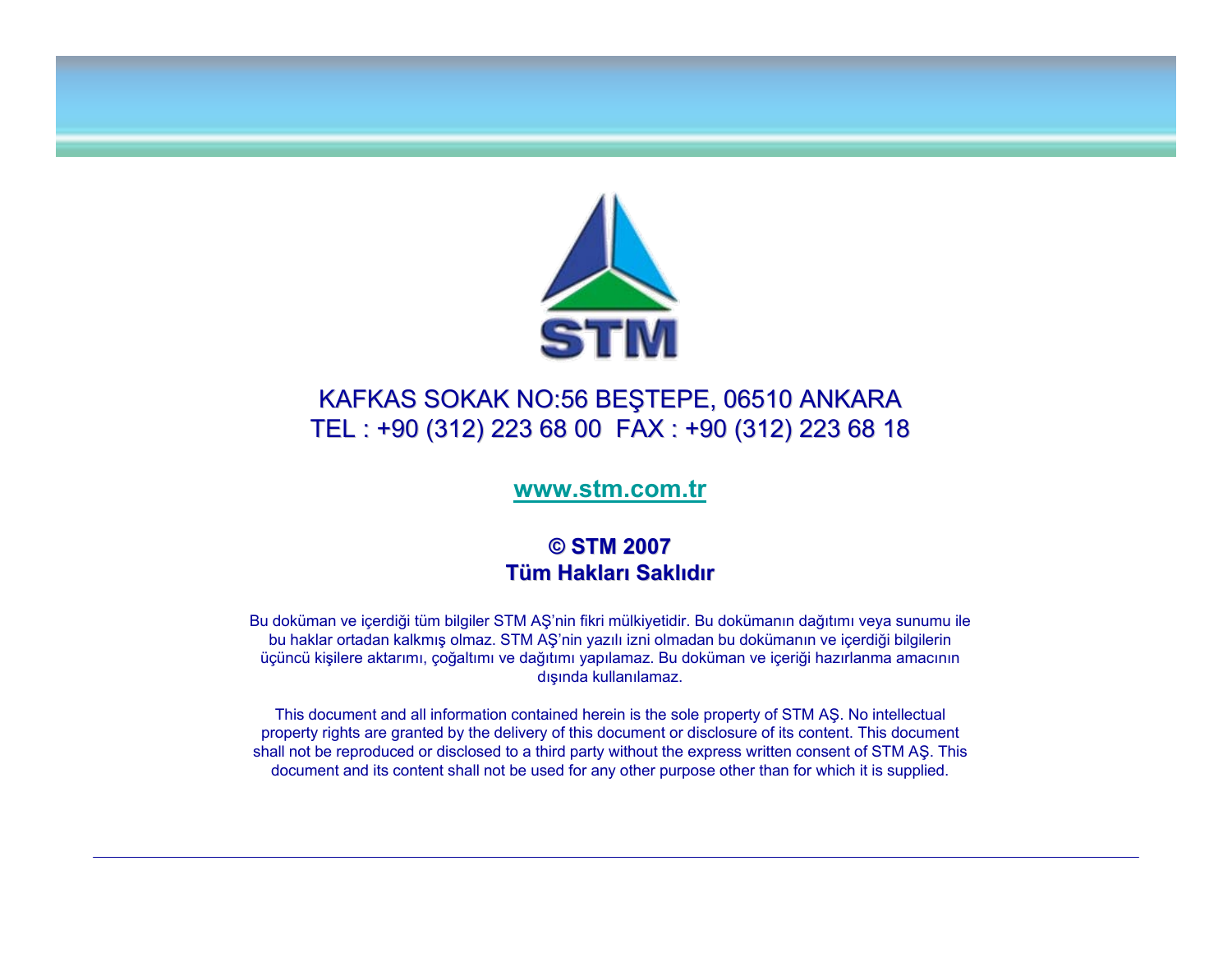STM

KAFKAS SOKAK NO:56 BEŞTEPE, 06510 ANKARA
TEL : +90 (312) 223 68 00 FAX : +90 (312) 223 68 18

www.stm.com.tr

**© STM 2007**
**Tüm Hakları Saklıdır**

Bu doküman ve içerdiği tüm bilgiler STM AŞ'nin fikri mülkiyetidir. Bu dokümanın dağıtımı veya sunumu ile bu haklar ortadan kalkmış olmaz. STM AŞ'nin yazılı izni olmadan bu dokümanın ve içerdiği bilgilerin üçüncü kişilere aktarımı, çoğaltımı ve dağıtımı yapılamaz. Bu doküman ve içeriği hazırlanma amacının dışında kullanılamaz.

This document and all information contained herein is the sole property of STM AŞ. No intellectual property rights are granted by the delivery of this document or disclosure of its content. This document shall not be reproduced or disclosed to a third party without the express written consent of STM AŞ. This document and its content shall not be used for any other purpose other than for which it is supplied.